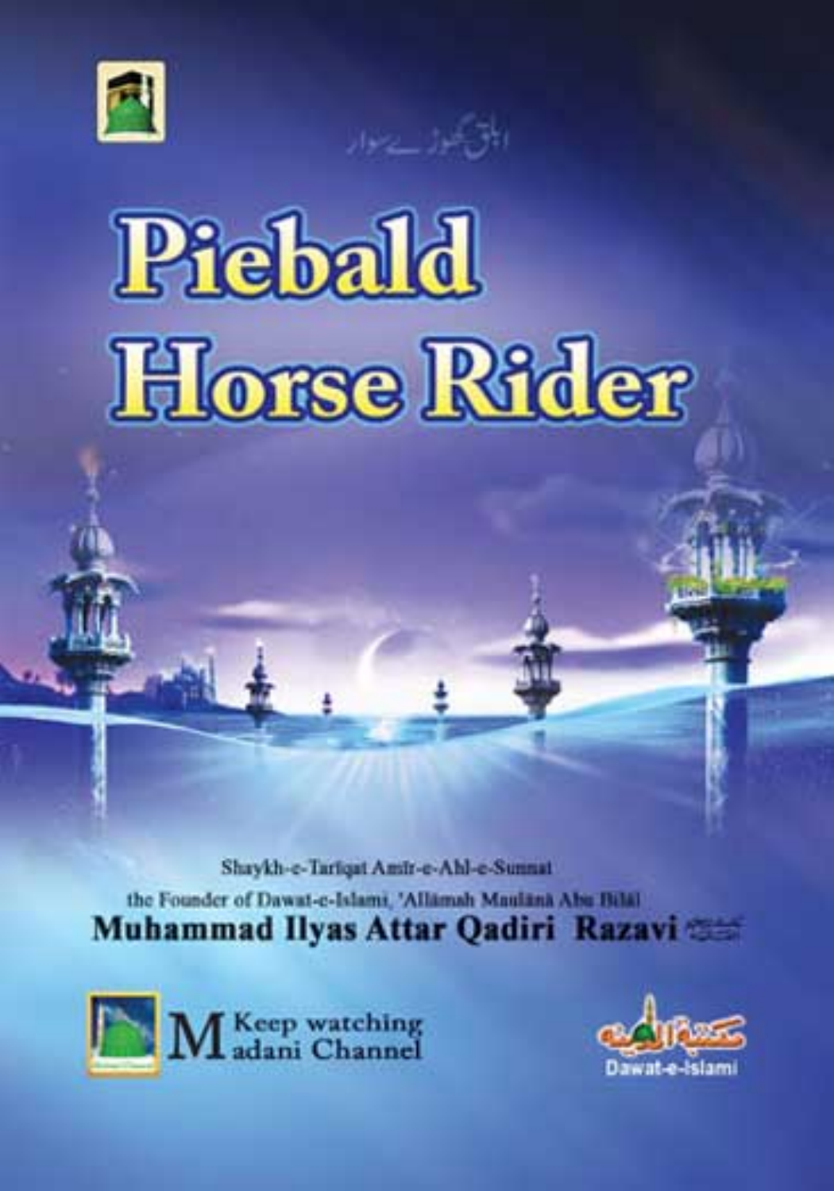ابلق گھوڑے سوار

# Piebald Horse Rider

Shaykh-e-Tariqat Amīr-e-Ahl-e-Sunnat

the Founder of Dawat-e-Islami, 'Allāmah Maulānā Abu Bilāl

**Muhammad Ilyas Attar Qadiri Razavi**

Keep watching Madani Channel

مکتبۃ المدینہ

Dawat-e-Islami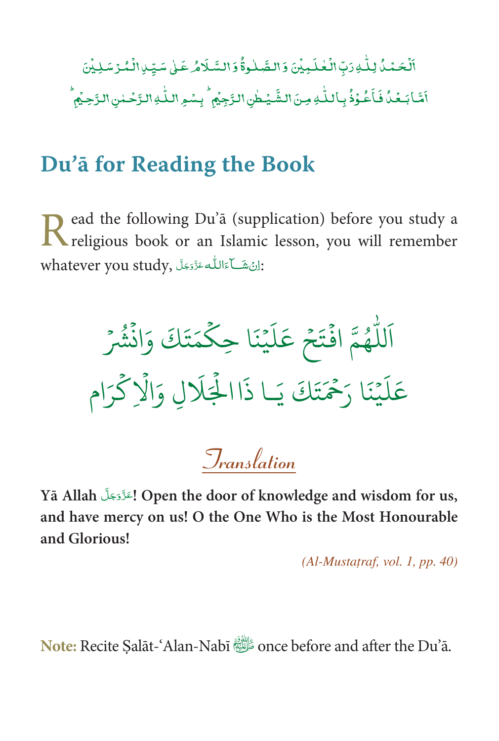اَلْحَمْدُ لِلّٰهِ رَبِّ الْعٰلَمِيْنَ وَ الصَّلٰوةُ وَ السَّلَامُ عَلٰى سَيِّدِ الْمُرْسَلِيْنَ
اَمَّا بَعْدُ فَاَعُوْذُ بِاللّٰهِ مِنَ الشَّيْطٰنِ الرَّجِيْمِ ؕ بِسْمِ اللّٰهِ الرَّحْمٰنِ الرَّحِيْمِ ؕ

## Du'ā for Reading the Book

Read the following Du'ā (supplication) before you study a religious book or an Islamic lesson, you will remember whatever you study, اِنْ شَآءَ اللّٰه عَزَّوَجَلَّ:

اَللّٰهُمَّ افْتَحْ عَلَيْنَا حِكْمَتَكَ وَانْشُرْ
عَلَيْنَا رَحْمَتَكَ يَا ذَاالْجَلَالِ وَالْاِكْرَام

### Translation

**Yā Allah عَزَّوَجَلَّ! Open the door of knowledge and wisdom for us, and have mercy on us! O the One Who is the Most Honourable and Glorious!**

*(Al-Mustaṭraf, vol. 1, pp. 40)*

**Note:** Recite Ṣalāt-'Alan-Nabī ﷺ once before and after the Du'ā.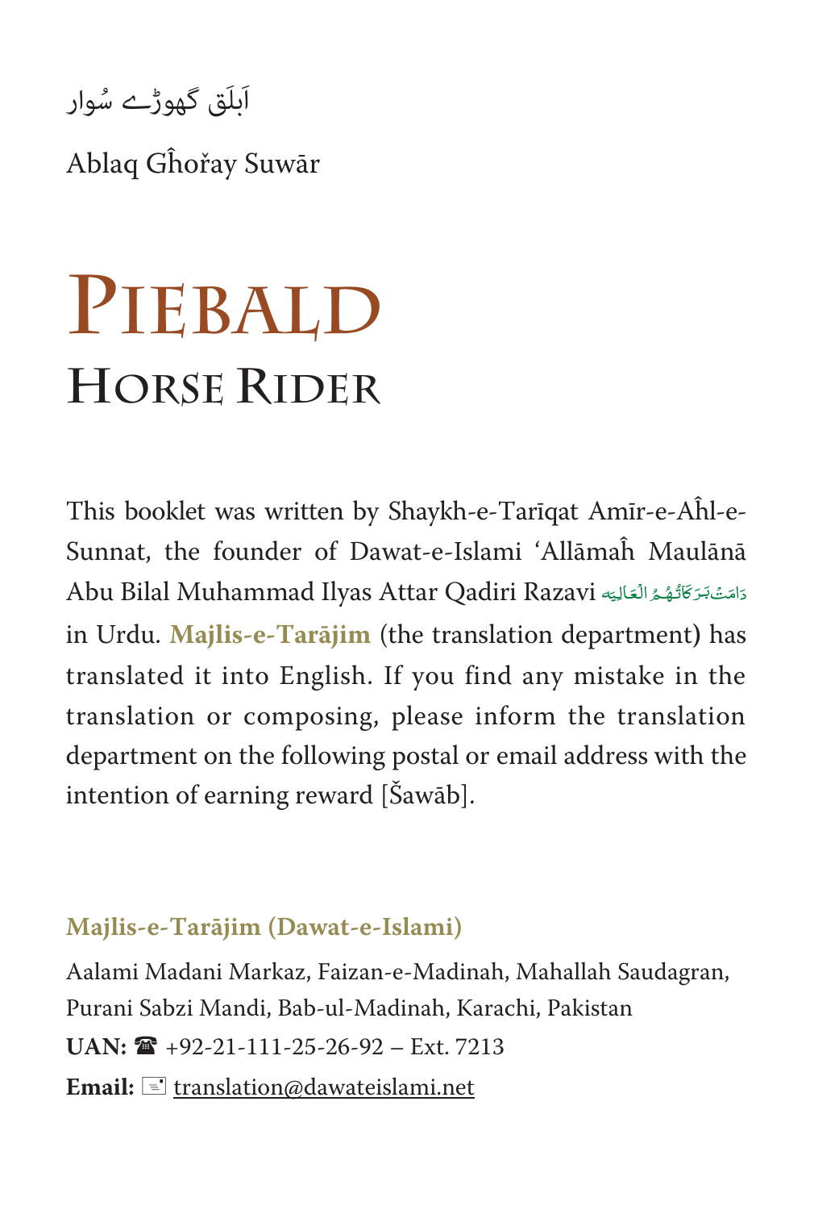اَبلَق گھوڑے سُوار

Ablaq Ghořay Suwār

# PIEBALD HORSE RIDER

This booklet was written by Shaykh-e-Tarīqat Amīr-e-Aĥl-e-Sunnat, the founder of Dawat-e-Islami 'Allāmaĥ Maulānā Abu Bilal Muhammad Ilyas Attar Qadiri Razavi دَامَتْ بَرَكَاتُهُمُ الْعَالِيَه in Urdu. **Majlis-e-Tarājim** (the translation department) has translated it into English. If you find any mistake in the translation or composing, please inform the translation department on the following postal or email address with the intention of earning reward [Šawāb].

**Majlis-e-Tarājim (Dawat-e-Islami)**

Aalami Madani Markaz, Faizan-e-Madinah, Mahallah Saudagran, Purani Sabzi Mandi, Bab-ul-Madinah, Karachi, Pakistan

**UAN:** ☎ +92-21-111-25-26-92 – Ext. 7213

**Email:** translation@dawateislami.net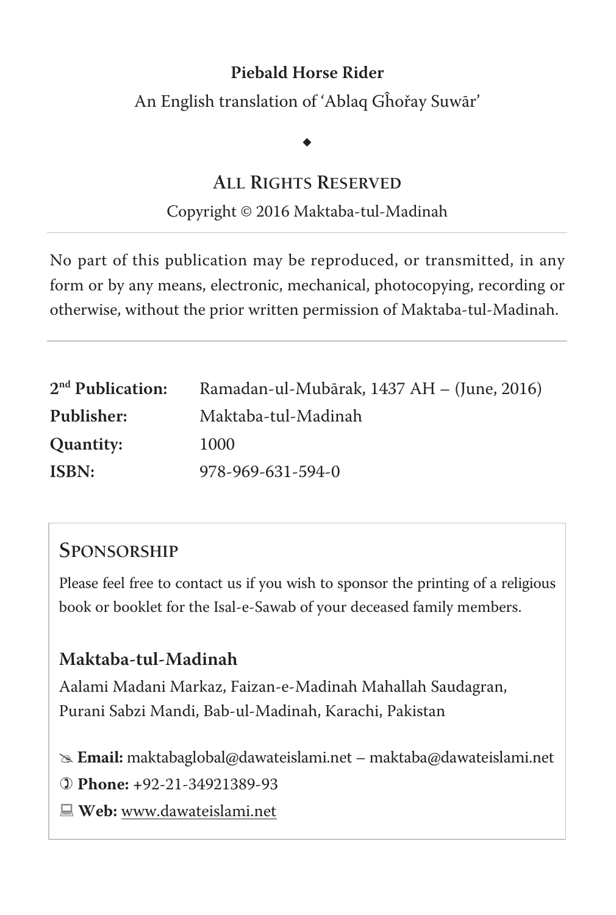**Piebald Horse Rider**

An English translation of 'Ablaq Gĥořay Suwār'

◆

## All Rights Reserved

Copyright © 2016 Maktaba-tul-Madinah

---

No part of this publication may be reproduced, or transmitted, in any form or by any means, electronic, mechanical, photocopying, recording or otherwise, without the prior written permission of Maktaba-tul-Madinah.

---

| | |
|---|---|
| **2nd Publication:** | Ramadan-ul-Mubārak, 1437 AH – (June, 2016) |
| **Publisher:** | Maktaba-tul-Madinah |
| **Quantity:** | 1000 |
| **ISBN:** | 978-969-631-594-0 |

## Sponsorship

Please feel free to contact us if you wish to sponsor the printing of a religious book or booklet for the Isal-e-Sawab of your deceased family members.

### Maktaba-tul-Madinah

Aalami Madani Markaz, Faizan-e-Madinah Mahallah Saudagran, Purani Sabzi Mandi, Bab-ul-Madinah, Karachi, Pakistan

✍ **Email:** maktabaglobal@dawateislami.net – maktaba@dawateislami.net

✆ **Phone:** +92-21-34921389-93

💻 **Web:** www.dawateislami.net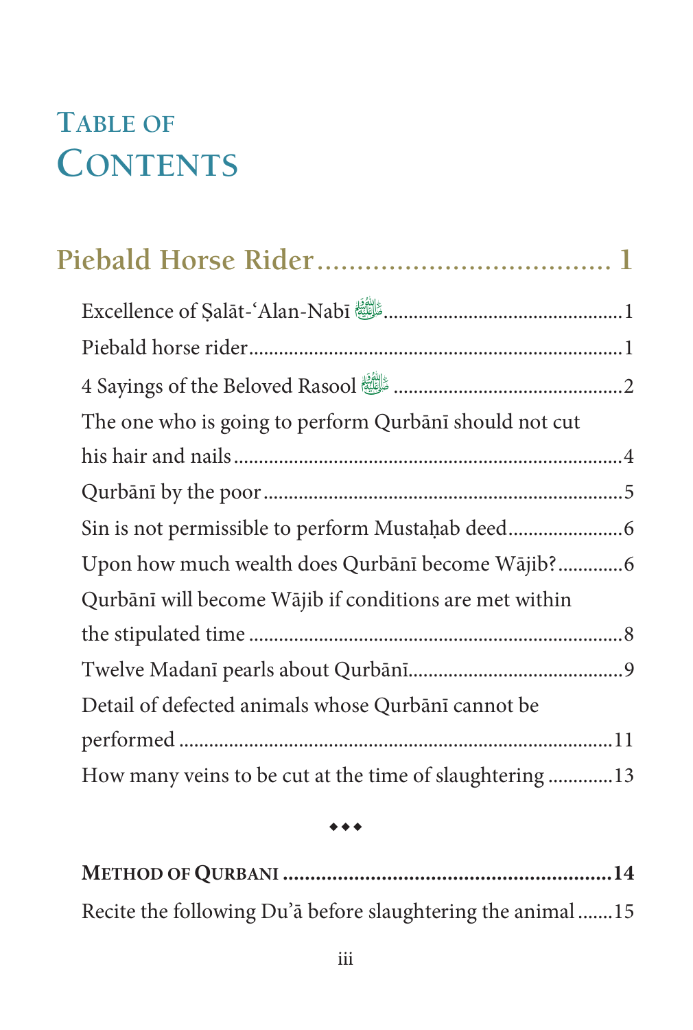# Table of Contents

## Piebald Horse Rider .................................... 1

Excellence of Ṣalāt-'Alan-Nabī ﷺ ............................................... 1

Piebald horse rider ........................................................................ 1

4 Sayings of the Beloved Rasool ﷺ ............................................ 2

The one who is going to perform Qurbānī should not cut his hair and nails ............................................................................ 4

Qurbānī by the poor ..................................................................... 5

Sin is not permissible to perform Mustaḥab deed ....................... 6

Upon how much wealth does Qurbānī become Wājib? ............. 6

Qurbānī will become Wājib if conditions are met within the stipulated time ......................................................................... 8

Twelve Madanī pearls about Qurbānī .......................................... 9

Detail of defected animals whose Qurbānī cannot be performed ..................................................................................... 11

How many veins to be cut at the time of slaughtering ............. 13

◆◆◆

**METHOD OF QURBANI ........................................................ 14**

Recite the following Du'ā before slaughtering the animal ....... 15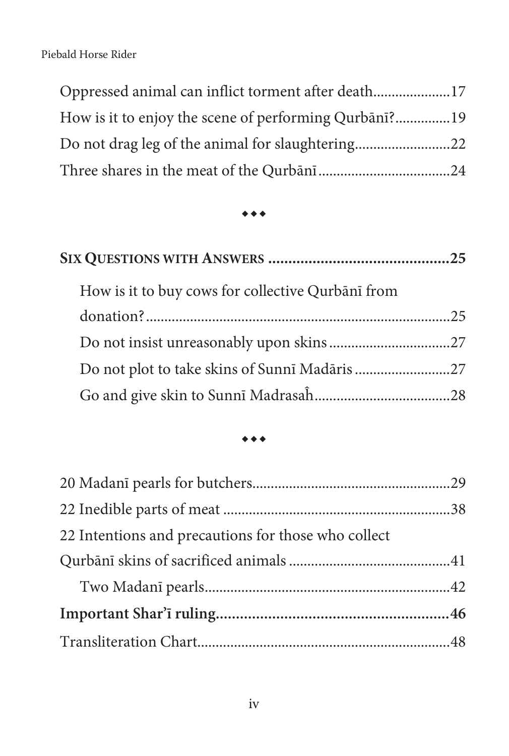Oppressed animal can inflict torment after death....................17
How is it to enjoy the scene of performing Qurbānī?..............19
Do not drag leg of the animal for slaughtering.........................22
Three shares in the meat of the Qurbānī...................................24

◆◆◆

**Six Questions with Answers ............................................25**

How is it to buy cows for collective Qurbānī from donation?....................................................................25
Do not insist unreasonably upon skins ................................27
Do not plot to take skins of Sunnī Madāris .........................27
Go and give skin to Sunnī Madrasaĥ....................................28

◆◆◆

20 Madanī pearls for butchers....................................................29
22 Inedible parts of meat ............................................................38
22 Intentions and precautions for those who collect Qurbānī skins of sacrificed animals ...........................................41
Two Madanī pearls..................................................................42
**Important Shar'ī ruling.........................................................46**
Transliteration Chart...................................................................48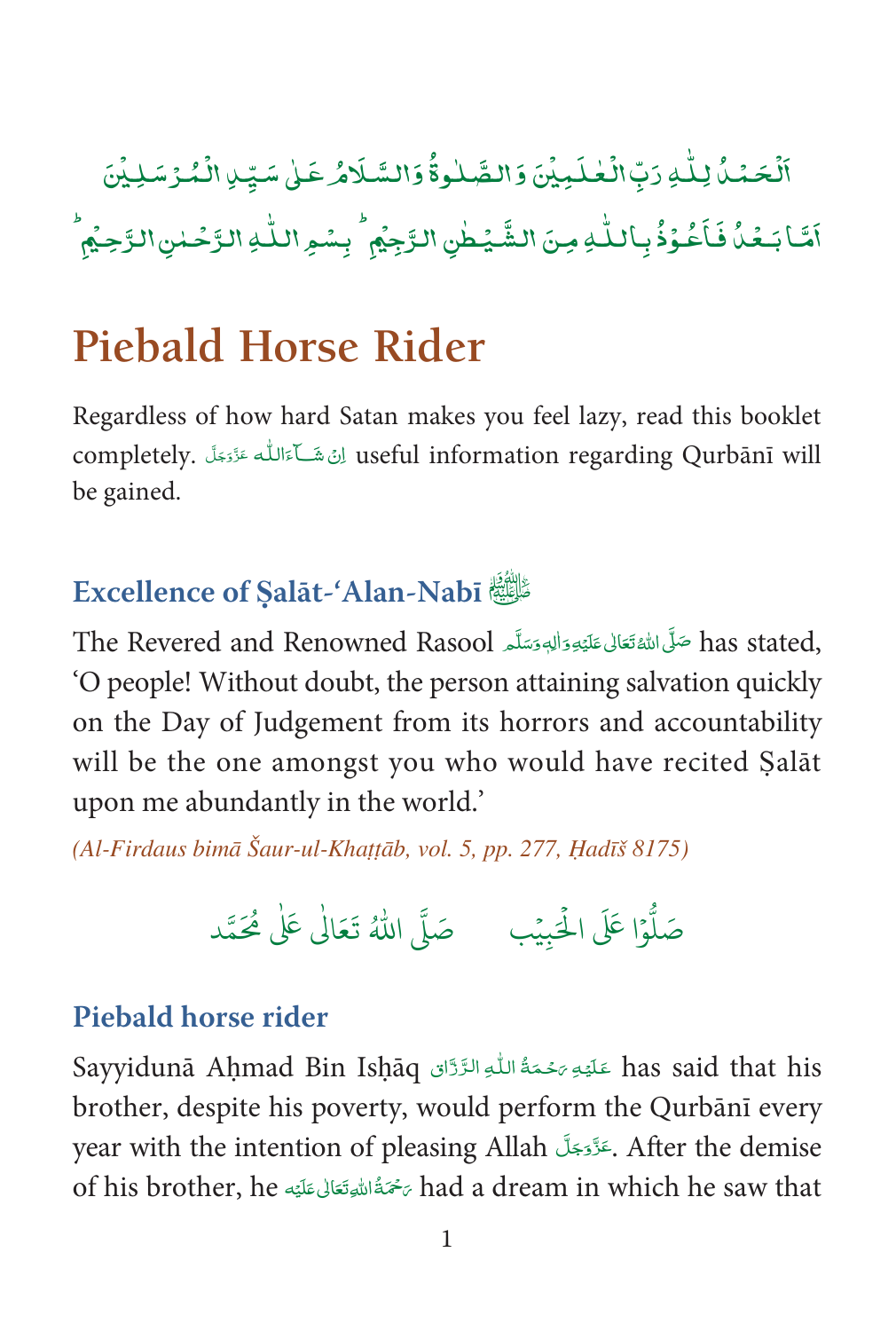اَلْحَمْدُ لِلّٰهِ رَبِّ الْعٰلَمِيْنَ وَالصَّلٰوةُ وَالسَّلَامُ عَلٰى سَيِّدِ الْمُرْسَلِيْنَ

اَمَّا بَعْدُ فَاَعُوْذُ بِاللّٰهِ مِنَ الشَّيْطٰنِ الرَّجِيْمِ ؕ بِسْمِ اللّٰهِ الرَّحْمٰنِ الرَّحِيْمِ ؕ

# Piebald Horse Rider

Regardless of how hard Satan makes you feel lazy, read this booklet completely. اِنْ شَآءَاللّٰه عَزَّوَجَلَّ useful information regarding Qurbānī will be gained.

## Excellence of Ṣalāt-'Alan-Nabī ﷺ

The Revered and Renowned Rasool صَلَّى اللهُ تَعَالٰى عَلَيْهِ وَاٰلِهٖ وَسَلَّم has stated, 'O people! Without doubt, the person attaining salvation quickly on the Day of Judgement from its horrors and accountability will be the one amongst you who would have recited Ṣalāt upon me abundantly in the world.'

*(Al-Firdaus bimā Šaur-ul-Khaṭṭāb, vol. 5, pp. 277, Ḥadīš 8175)*

صَلُّوْا عَلَى الْحَبِيْب     صَلَّى اللّٰهُ تَعَالٰى عَلٰى مُحَمَّد

## Piebald horse rider

Sayyidunā Aḥmad Bin Isḥāq عَلَيْهِ رَحْمَةُ اللّٰهِ الرَّزَّاق has said that his brother, despite his poverty, would perform the Qurbānī every year with the intention of pleasing Allah عَزَّوَجَلَّ. After the demise of his brother, he رَحْمَةُ اللهِ تَعَالٰى عَلَيْه had a dream in which he saw that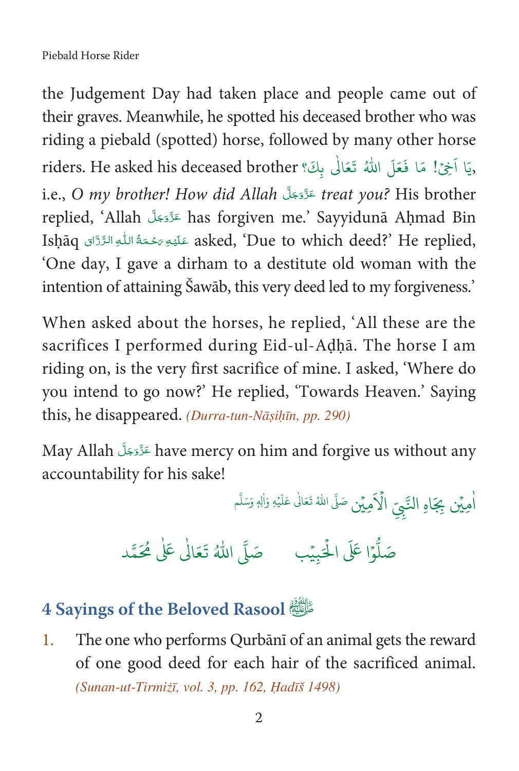the Judgement Day had taken place and people came out of their graves. Meanwhile, he spotted his deceased brother who was riding a piebald (spotted) horse, followed by many other horse riders. He asked his deceased brother يَا اَخِيْ! مَا فَعَلَ اللّٰهُ تَعَالٰى بِكَ؟, i.e., *O my brother! How did Allah* عَزَّوَجَلَّ *treat you?* His brother replied, 'Allah عَزَّوَجَلَّ has forgiven me.' Sayyidunā Aḥmad Bin Isḥāq عَلَيْهِ رَحْمَةُ اللّٰهِ الرَّزَّاق asked, 'Due to which deed?' He replied, 'One day, I gave a dirham to a destitute old woman with the intention of attaining Šawāb, this very deed led to my forgiveness.'

When asked about the horses, he replied, 'All these are the sacrifices I performed during Eid-ul-Aḍḥā. The horse I am riding on, is the very first sacrifice of mine. I asked, 'Where do you intend to go now?' He replied, 'Towards Heaven.' Saying this, he disappeared. *(Durra-tun-Nāṣiḥīn, pp. 290)*

May Allah عَزَّوَجَلَّ have mercy on him and forgive us without any accountability for his sake!

اٰمِيْن بِجَاهِ النَّبِيِّ الْاَمِيْن صَلَّى اللّٰهُ تَعَالٰى عَلَيْهِ وَاٰلِهٖ وَسَلَّم

صَلُّوْا عَلَى الْحَبِيْب صَلَّى اللّٰهُ تَعَالٰى عَلٰى مُحَمَّد

## 4 Sayings of the Beloved Rasool ﷺ

1. The one who performs Qurbānī of an animal gets the reward of one good deed for each hair of the sacrificed animal. *(Sunan-ut-Tirmiżī, vol. 3, pp. 162, Ḥadīš 1498)*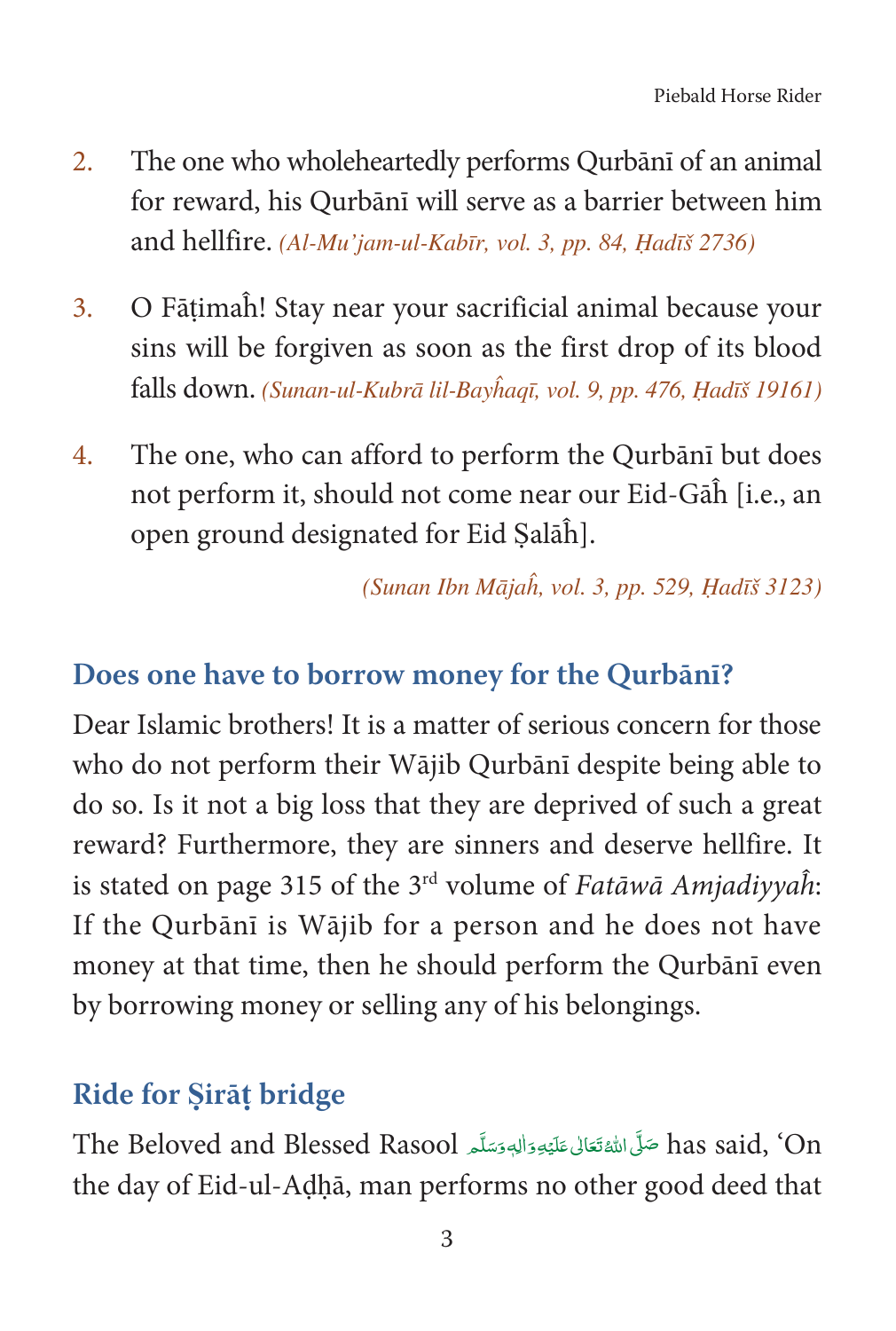2. The one who wholeheartedly performs Qurbānī of an animal for reward, his Qurbānī will serve as a barrier between him and hellfire. *(Al-Mu'jam-ul-Kabīr, vol. 3, pp. 84, Ḥadīš 2736)*

3. O Fāṭimaĥ! Stay near your sacrificial animal because your sins will be forgiven as soon as the first drop of its blood falls down. *(Sunan-ul-Kubrā lil-Bayĥaqī, vol. 9, pp. 476, Ḥadīš 19161)*

4. The one, who can afford to perform the Qurbānī but does not perform it, should not come near our Eid-Gāĥ [i.e., an open ground designated for Eid Ṣalāĥ].

*(Sunan Ibn Mājaĥ, vol. 3, pp. 529, Ḥadīš 3123)*

## Does one have to borrow money for the Qurbānī?

Dear Islamic brothers! It is a matter of serious concern for those who do not perform their Wājib Qurbānī despite being able to do so. Is it not a big loss that they are deprived of such a great reward? Furthermore, they are sinners and deserve hellfire. It is stated on page 315 of the 3rd volume of *Fatāwā Amjadiyyaĥ*: If the Qurbānī is Wājib for a person and he does not have money at that time, then he should perform the Qurbānī even by borrowing money or selling any of his belongings.

## Ride for Ṣirāṭ bridge

The Beloved and Blessed Rasool صَلَّى اللهُ تَعَالٰى عَلَيْهِ وَاٰلِهٖ وَسَلَّم has said, 'On the day of Eid-ul-Aḍḥā, man performs no other good deed that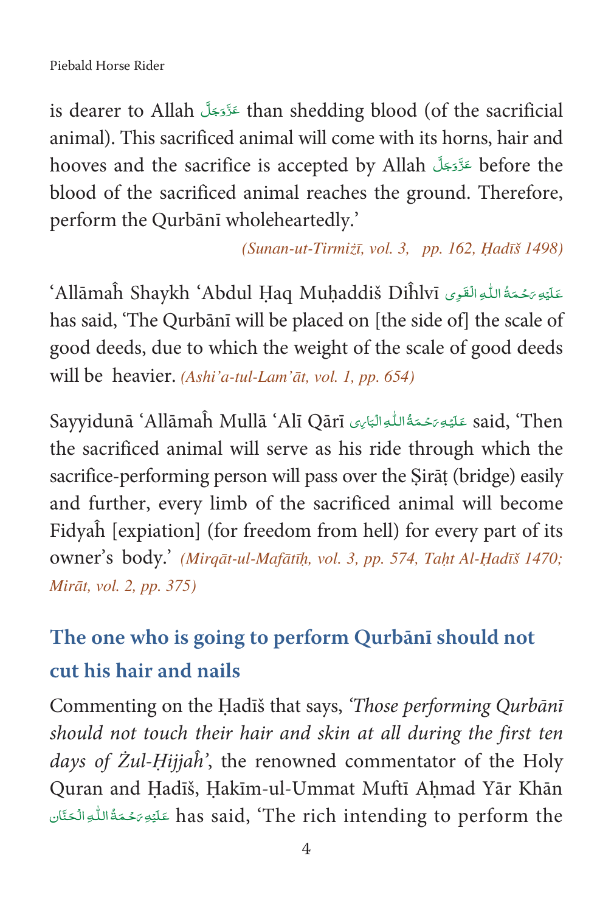is dearer to Allah عَزَّوَجَلَّ than shedding blood (of the sacrificial animal). This sacrificed animal will come with its horns, hair and hooves and the sacrifice is accepted by Allah عَزَّوَجَلَّ before the blood of the sacrificed animal reaches the ground. Therefore, perform the Qurbānī wholeheartedly.'

*(Sunan-ut-Tirmiżī, vol. 3, pp. 162, Ḥadīš 1498)*

'Allāmaĥ Shaykh 'Abdul Ḥaq Muḥaddiš Diĥlvī عَلَيْهِ رَحْمَةُ اللّٰهِ الْقَوِی has said, 'The Qurbānī will be placed on [the side of] the scale of good deeds, due to which the weight of the scale of good deeds will be heavier. *(Ashi'a-tul-Lam'āt, vol. 1, pp. 654)*

Sayyidunā 'Allāmaĥ Mullā 'Alī Qārī عَلَيْهِ رَحْمَةُ اللّٰهِ الْبَارِی said, 'Then the sacrificed animal will serve as his ride through which the sacrifice-performing person will pass over the Ṣirāṭ (bridge) easily and further, every limb of the sacrificed animal will become Fidyaĥ [expiation] (for freedom from hell) for every part of its owner's body.' *(Mirqāt-ul-Mafātīḥ, vol. 3, pp. 574, Taḥt Al-Ḥadīš 1470; Mirāt, vol. 2, pp. 375)*

## The one who is going to perform Qurbānī should not cut his hair and nails

Commenting on the Ḥadīš that says, *'Those performing Qurbānī should not touch their hair and skin at all during the first ten days of Żul-Ḥijjaĥ'*, the renowned commentator of the Holy Quran and Ḥadīš, Ḥakīm-ul-Ummat Muftī Aḥmad Yār Khān عَلَيْهِ رَحْمَةُ اللّٰهِ الْحَنَّان has said, 'The rich intending to perform the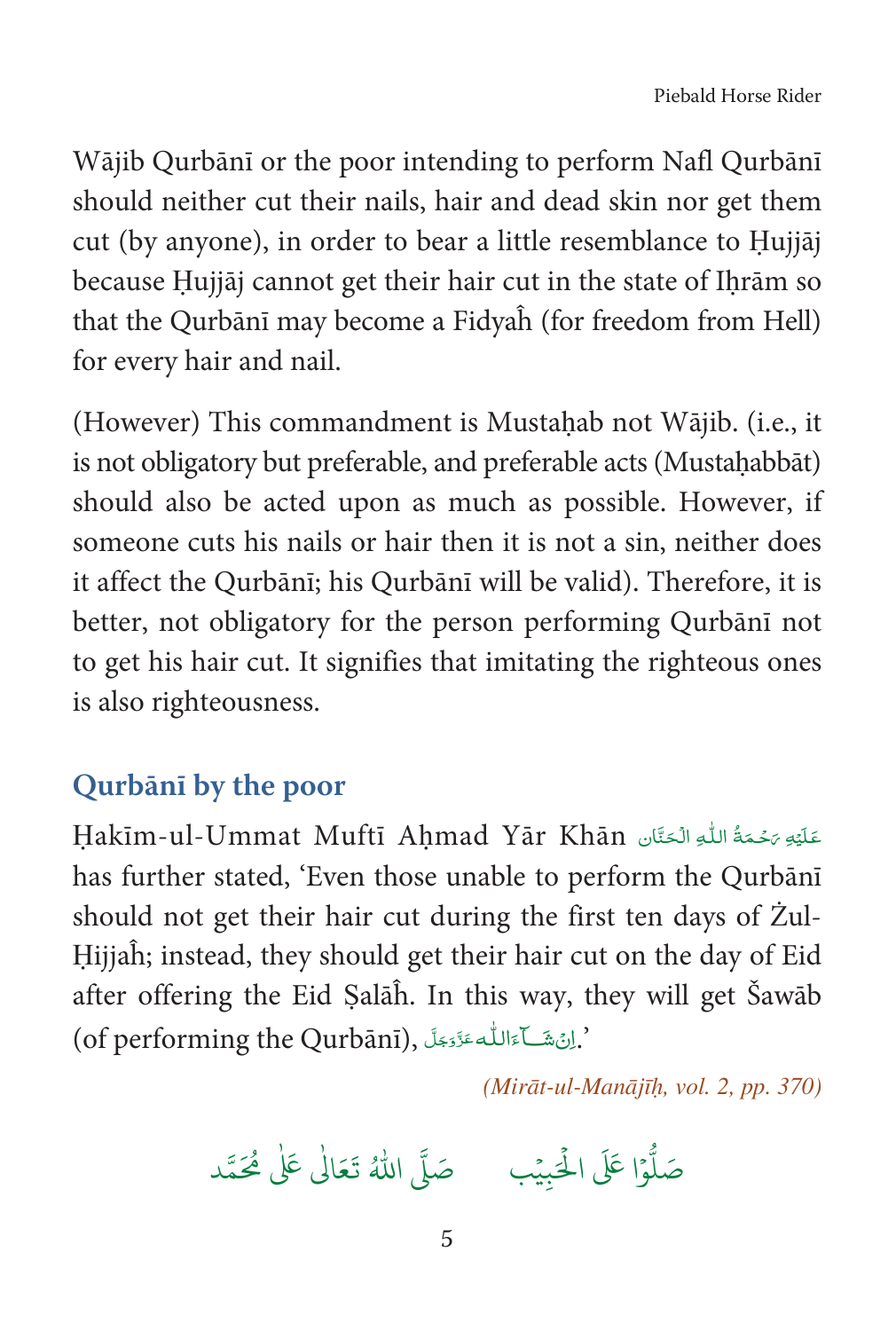Wājib Qurbānī or the poor intending to perform Nafl Qurbānī should neither cut their nails, hair and dead skin nor get them cut (by anyone), in order to bear a little resemblance to Ḥujjāj because Ḥujjāj cannot get their hair cut in the state of Iḥrām so that the Qurbānī may become a Fidyaĥ (for freedom from Hell) for every hair and nail.

(However) This commandment is Mustaḥab not Wājib. (i.e., it is not obligatory but preferable, and preferable acts (Mustaḥabbāt) should also be acted upon as much as possible. However, if someone cuts his nails or hair then it is not a sin, neither does it affect the Qurbānī; his Qurbānī will be valid). Therefore, it is better, not obligatory for the person performing Qurbānī not to get his hair cut. It signifies that imitating the righteous ones is also righteousness.

## Qurbānī by the poor

Ḥakīm-ul-Ummat Muftī Aḥmad Yār Khān عَلَيْهِ رَحْمَةُ اللّٰهِ الْحَنَّان has further stated, 'Even those unable to perform the Qurbānī should not get their hair cut during the first ten days of Żul-Ḥijjaĥ; instead, they should get their hair cut on the day of Eid after offering the Eid Ṣalāĥ. In this way, they will get Šawāb (of performing the Qurbānī), اِنْ شَآءَ اللّٰه عَزَّوَجَلَّ.'

*(Mirāt-ul-Manājīḥ, vol. 2, pp. 370)*

صَلُّوْا عَلَى الْحَبِيْب صَلَّى اللّٰهُ تَعَالٰى عَلٰى مُحَمَّد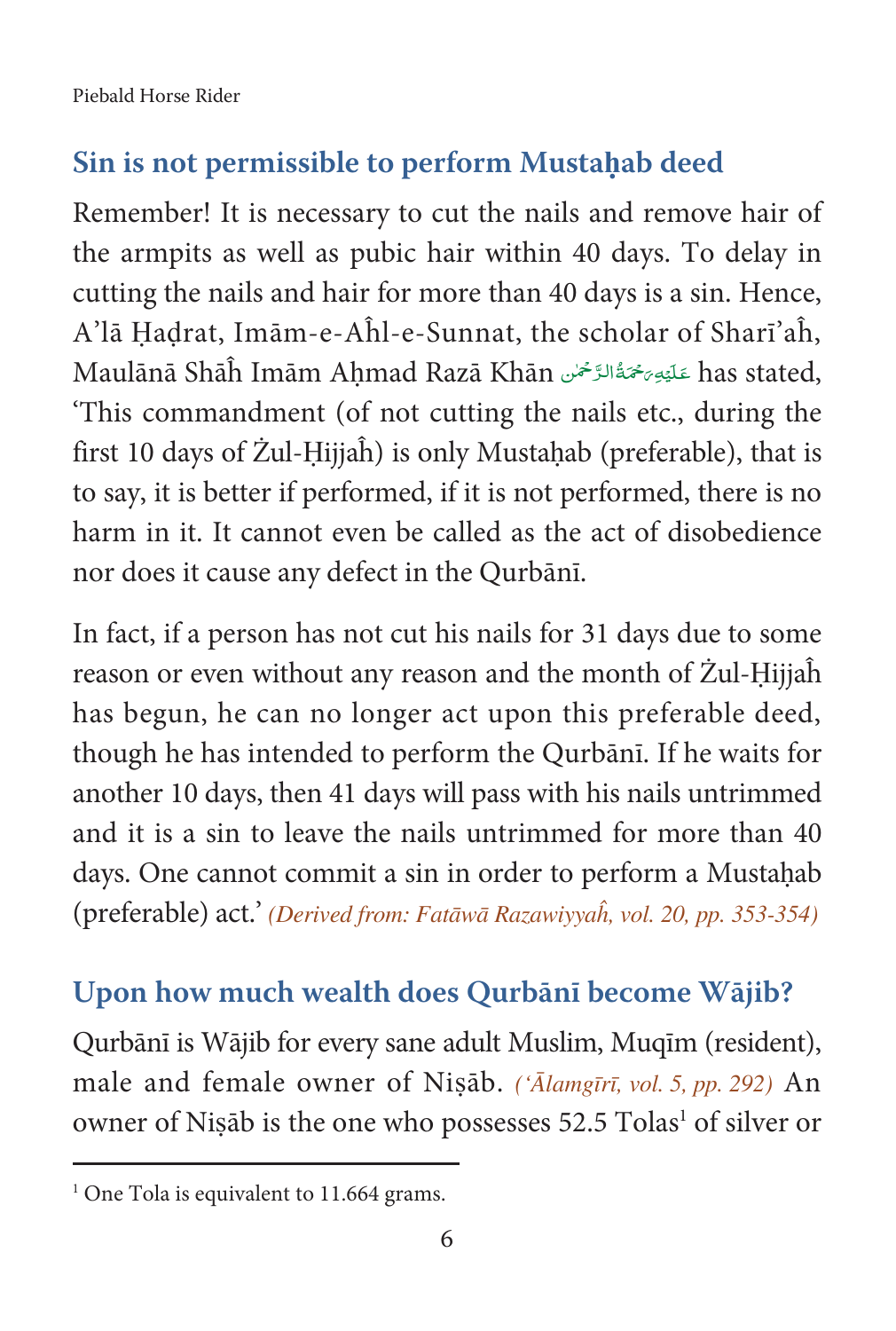## Sin is not permissible to perform Mustaḥab deed

Remember! It is necessary to cut the nails and remove hair of the armpits as well as pubic hair within 40 days. To delay in cutting the nails and hair for more than 40 days is a sin. Hence, A'lā Ḥaḍrat, Imām-e-Aĥl-e-Sunnat, the scholar of Sharī'aĥ, Maulānā Shāĥ Imām Aḥmad Razā Khān عَلَيْهِ رَحْمَةُ الرَّحْمٰن has stated, 'This commandment (of not cutting the nails etc., during the first 10 days of Żul-Ḥijjaĥ) is only Mustaḥab (preferable), that is to say, it is better if performed, if it is not performed, there is no harm in it. It cannot even be called as the act of disobedience nor does it cause any defect in the Qurbānī.

In fact, if a person has not cut his nails for 31 days due to some reason or even without any reason and the month of Żul-Ḥijjaĥ has begun, he can no longer act upon this preferable deed, though he has intended to perform the Qurbānī. If he waits for another 10 days, then 41 days will pass with his nails untrimmed and it is a sin to leave the nails untrimmed for more than 40 days. One cannot commit a sin in order to perform a Mustaḥab (preferable) act.' *(Derived from: Fatāwā Razawiyyaĥ, vol. 20, pp. 353-354)*

## Upon how much wealth does Qurbānī become Wājib?

Qurbānī is Wājib for every sane adult Muslim, Muqīm (resident), male and female owner of Niṣāb. *('Ālamgīrī, vol. 5, pp. 292)* An owner of Niṣāb is the one who possesses 52.5 Tolas[1] of silver or

[1] One Tola is equivalent to 11.664 grams.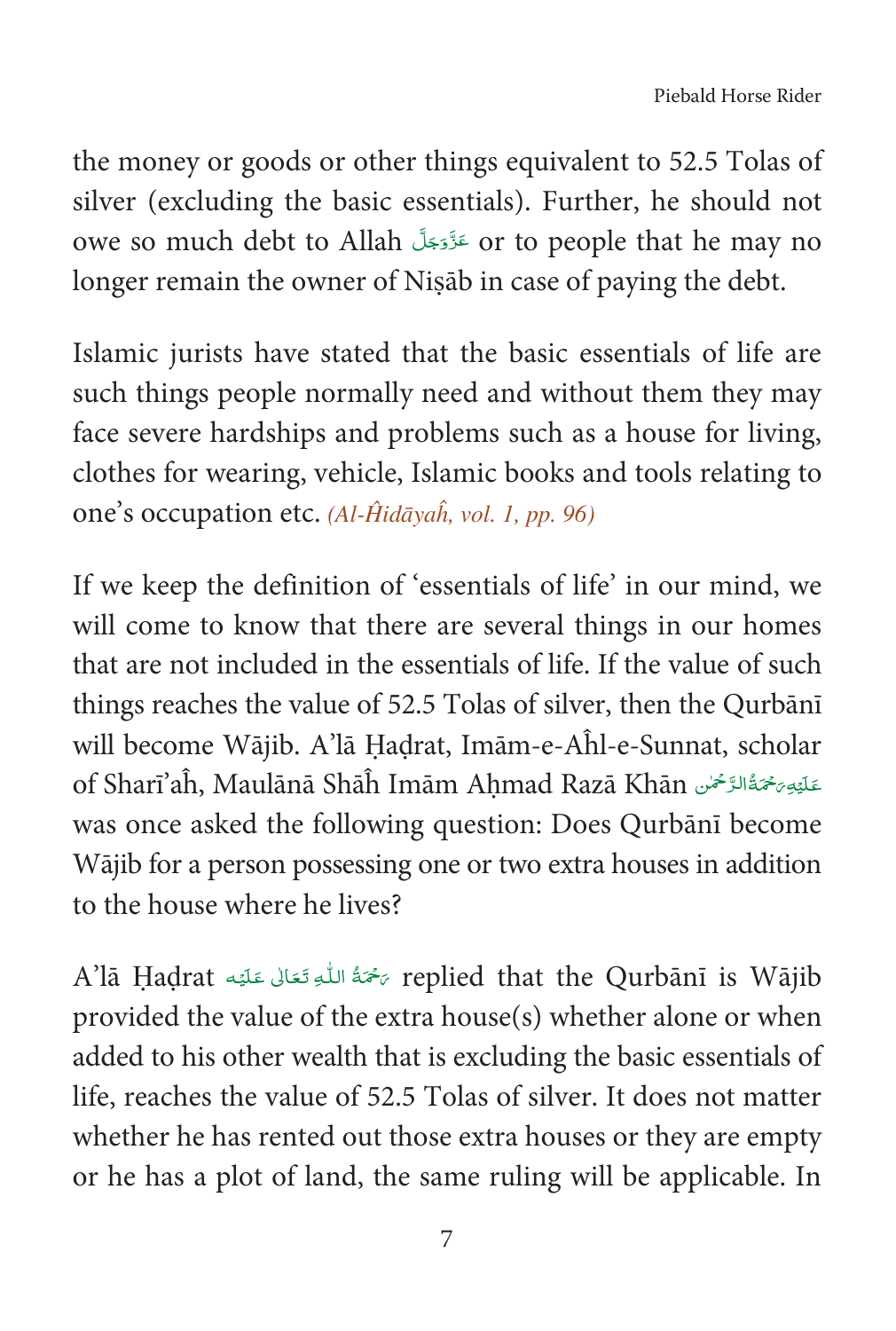the money or goods or other things equivalent to 52.5 Tolas of silver (excluding the basic essentials). Further, he should not owe so much debt to Allah عَزَّوَجَلَّ or to people that he may no longer remain the owner of Niṣāb in case of paying the debt.

Islamic jurists have stated that the basic essentials of life are such things people normally need and without them they may face severe hardships and problems such as a house for living, clothes for wearing, vehicle, Islamic books and tools relating to one's occupation etc. *(Al-Ĥidāyaĥ, vol. 1, pp. 96)*

If we keep the definition of 'essentials of life' in our mind, we will come to know that there are several things in our homes that are not included in the essentials of life. If the value of such things reaches the value of 52.5 Tolas of silver, then the Qurbānī will become Wājib. A'lā Ḥaḍrat, Imām-e-Aĥl-e-Sunnat, scholar of Sharī'aĥ, Maulānā Shāĥ Imām Aḥmad Razā Khān عَلَيْهِ رَحْمَةُ الرَّحْمٰن was once asked the following question: Does Qurbānī become Wājib for a person possessing one or two extra houses in addition to the house where he lives?

A'lā Ḥaḍrat رَحْمَةُ اللّٰهِ تَعَالٰی عَلَيْه replied that the Qurbānī is Wājib provided the value of the extra house(s) whether alone or when added to his other wealth that is excluding the basic essentials of life, reaches the value of 52.5 Tolas of silver. It does not matter whether he has rented out those extra houses or they are empty or he has a plot of land, the same ruling will be applicable. In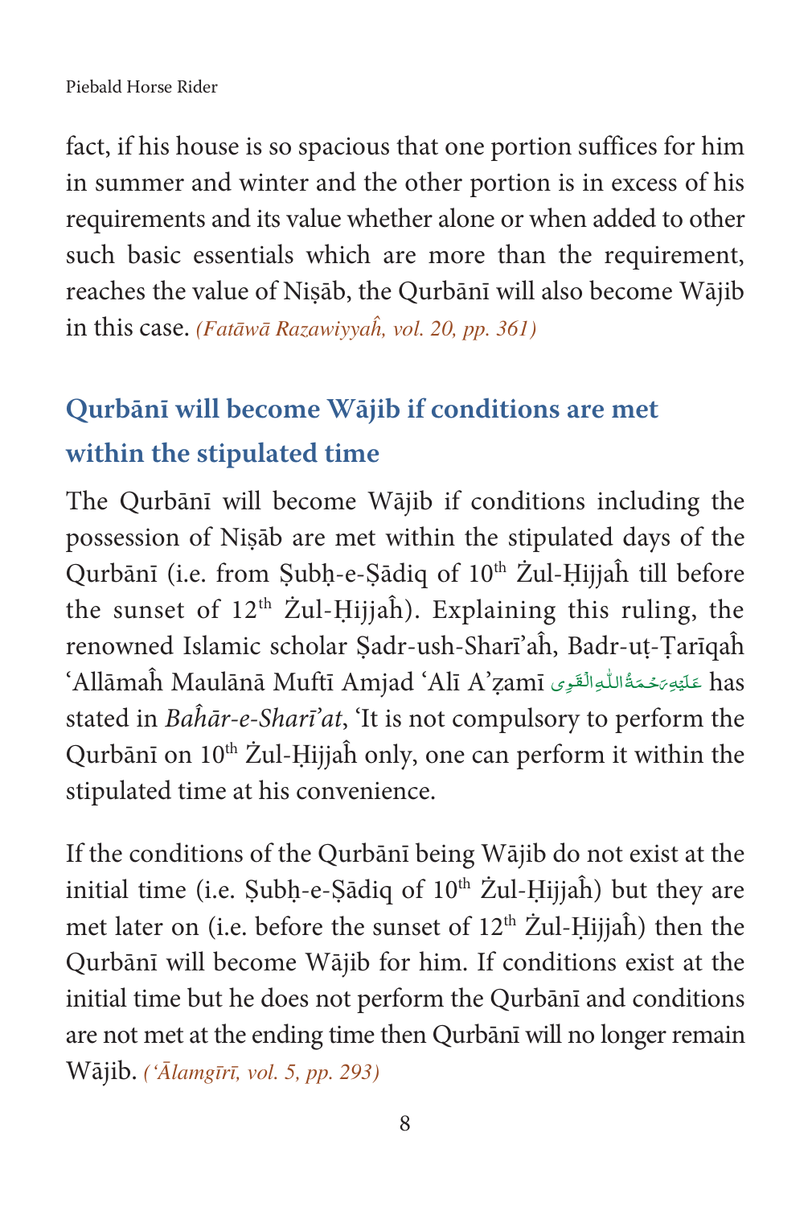fact, if his house is so spacious that one portion suffices for him in summer and winter and the other portion is in excess of his requirements and its value whether alone or when added to other such basic essentials which are more than the requirement, reaches the value of Niṣāb, the Qurbānī will also become Wājib in this case. *(Fatāwā Razawiyyaĥ, vol. 20, pp. 361)*

## Qurbānī will become Wājib if conditions are met within the stipulated time

The Qurbānī will become Wājib if conditions including the possession of Niṣāb are met within the stipulated days of the Qurbānī (i.e. from Ṣubḥ-e-Ṣādiq of 10th Żul-Ḥijjaĥ till before the sunset of 12th Żul-Ḥijjaĥ). Explaining this ruling, the renowned Islamic scholar Ṣadr-ush-Sharī'aĥ, Badr-uṭ-Ṭarīqaĥ 'Allāmaĥ Maulānā Muftī Amjad 'Alī A'ẓamī عَلَيْهِ رَحْمَةُ اللّٰهِ الْقَوِى has stated in *Baĥār-e-Sharī'at*, 'It is not compulsory to perform the Qurbānī on 10th Żul-Ḥijjaĥ only, one can perform it within the stipulated time at his convenience.

If the conditions of the Qurbānī being Wājib do not exist at the initial time (i.e. Ṣubḥ-e-Ṣādiq of 10th Żul-Ḥijjaĥ) but they are met later on (i.e. before the sunset of 12th Żul-Ḥijjaĥ) then the Qurbānī will become Wājib for him. If conditions exist at the initial time but he does not perform the Qurbānī and conditions are not met at the ending time then Qurbānī will no longer remain Wājib. *('Ālamgīrī, vol. 5, pp. 293)*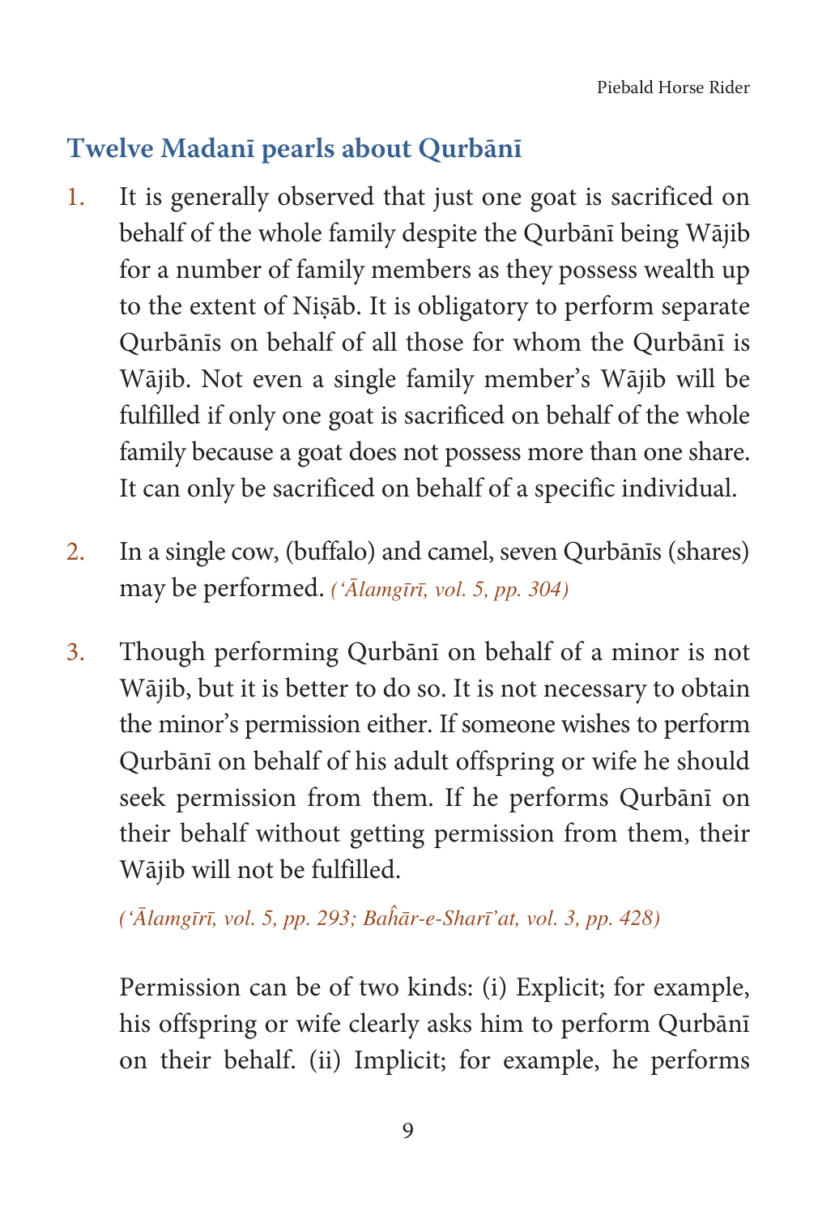## Twelve Madanī pearls about Qurbānī

1. It is generally observed that just one goat is sacrificed on behalf of the whole family despite the Qurbānī being Wājib for a number of family members as they possess wealth up to the extent of Niṣāb. It is obligatory to perform separate Qurbānīs on behalf of all those for whom the Qurbānī is Wājib. Not even a single family member's Wājib will be fulfilled if only one goat is sacrificed on behalf of the whole family because a goat does not possess more than one share. It can only be sacrificed on behalf of a specific individual.

2. In a single cow, (buffalo) and camel, seven Qurbānīs (shares) may be performed. *('Ālamgīrī, vol. 5, pp. 304)*

3. Though performing Qurbānī on behalf of a minor is not Wājib, but it is better to do so. It is not necessary to obtain the minor's permission either. If someone wishes to perform Qurbānī on behalf of his adult offspring or wife he should seek permission from them. If he performs Qurbānī on their behalf without getting permission from them, their Wājib will not be fulfilled.

   *('Ālamgīrī, vol. 5, pp. 293; Baĥār-e-Sharī'at, vol. 3, pp. 428)*

   Permission can be of two kinds: (i) Explicit; for example, his offspring or wife clearly asks him to perform Qurbānī on their behalf. (ii) Implicit; for example, he performs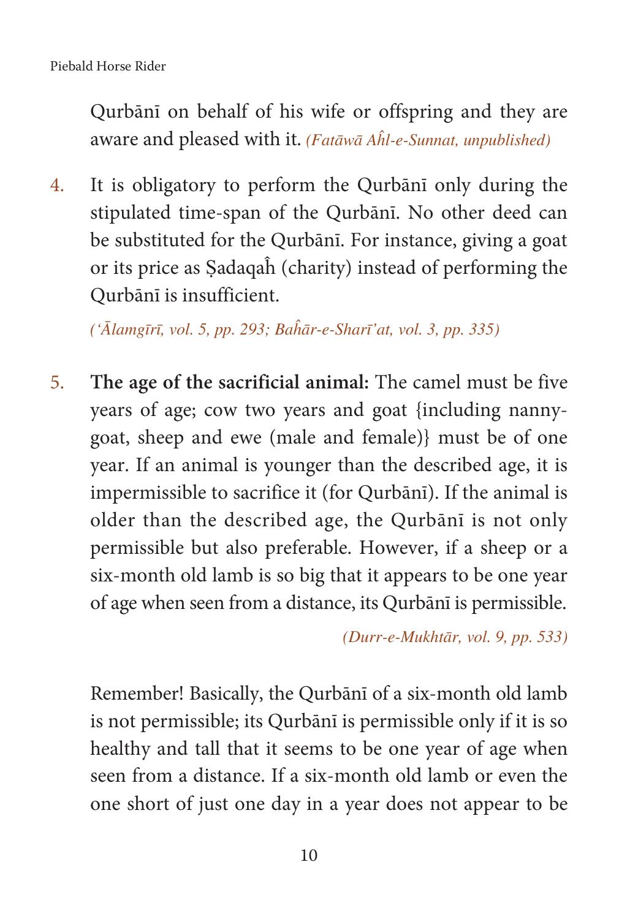Qurbānī on behalf of his wife or offspring and they are aware and pleased with it. *(Fatāwā Aĥl-e-Sunnat, unpublished)*

4. It is obligatory to perform the Qurbānī only during the stipulated time-span of the Qurbānī. No other deed can be substituted for the Qurbānī. For instance, giving a goat or its price as Ṣadaqaĥ (charity) instead of performing the Qurbānī is insufficient.

   *(ʻĀlamgīrī, vol. 5, pp. 293; Baĥār-e-Sharī'at, vol. 3, pp. 335)*

5. **The age of the sacrificial animal:** The camel must be five years of age; cow two years and goat {including nanny-goat, sheep and ewe (male and female)} must be of one year. If an animal is younger than the described age, it is impermissible to sacrifice it (for Qurbānī). If the animal is older than the described age, the Qurbānī is not only permissible but also preferable. However, if a sheep or a six-month old lamb is so big that it appears to be one year of age when seen from a distance, its Qurbānī is permissible.

   *(Durr-e-Mukhtār, vol. 9, pp. 533)*

   Remember! Basically, the Qurbānī of a six-month old lamb is not permissible; its Qurbānī is permissible only if it is so healthy and tall that it seems to be one year of age when seen from a distance. If a six-month old lamb or even the one short of just one day in a year does not appear to be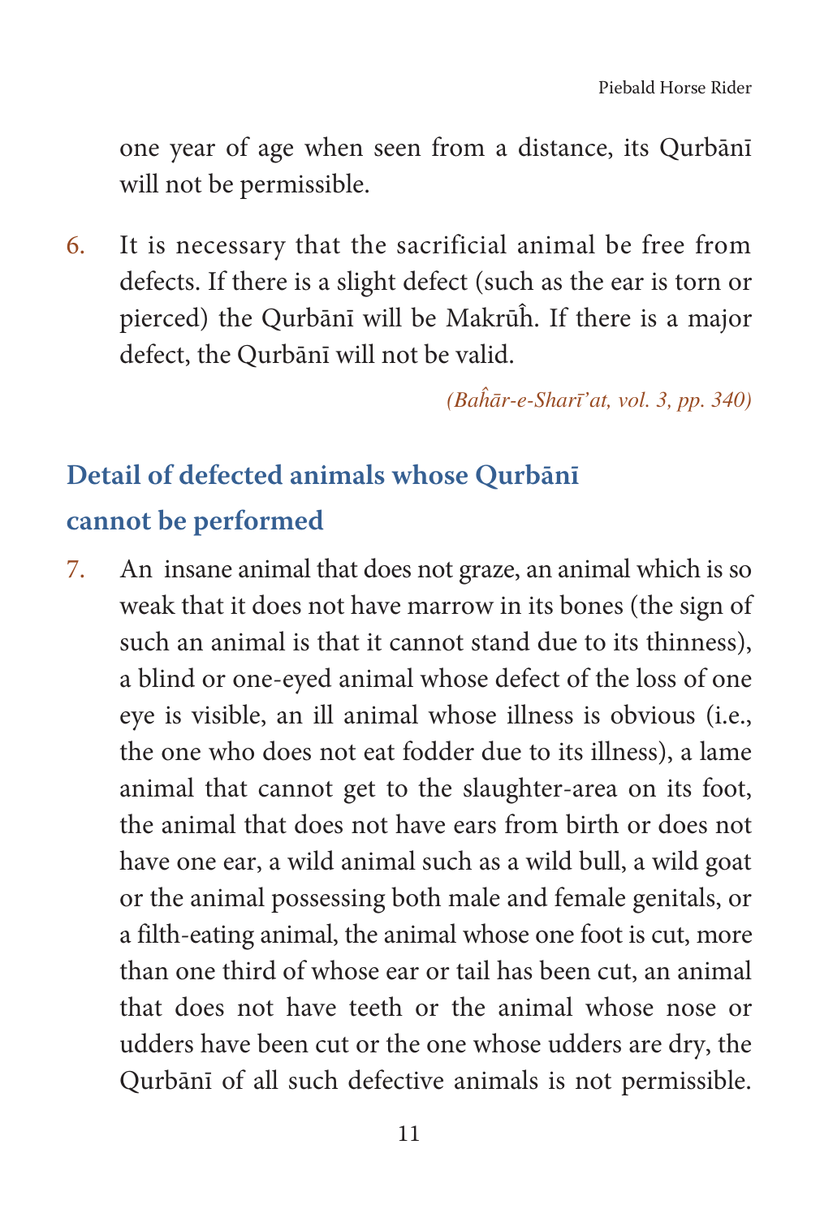one year of age when seen from a distance, its Qurbānī will not be permissible.

6. It is necessary that the sacrificial animal be free from defects. If there is a slight defect (such as the ear is torn or pierced) the Qurbānī will be Makrūĥ. If there is a major defect, the Qurbānī will not be valid.

*(Baĥār-e-Sharī'at, vol. 3, pp. 340)*

## Detail of defected animals whose Qurbānī cannot be performed

7. An insane animal that does not graze, an animal which is so weak that it does not have marrow in its bones (the sign of such an animal is that it cannot stand due to its thinness), a blind or one-eyed animal whose defect of the loss of one eye is visible, an ill animal whose illness is obvious (i.e., the one who does not eat fodder due to its illness), a lame animal that cannot get to the slaughter-area on its foot, the animal that does not have ears from birth or does not have one ear, a wild animal such as a wild bull, a wild goat or the animal possessing both male and female genitals, or a filth-eating animal, the animal whose one foot is cut, more than one third of whose ear or tail has been cut, an animal that does not have teeth or the animal whose nose or udders have been cut or the one whose udders are dry, the Qurbānī of all such defective animals is not permissible.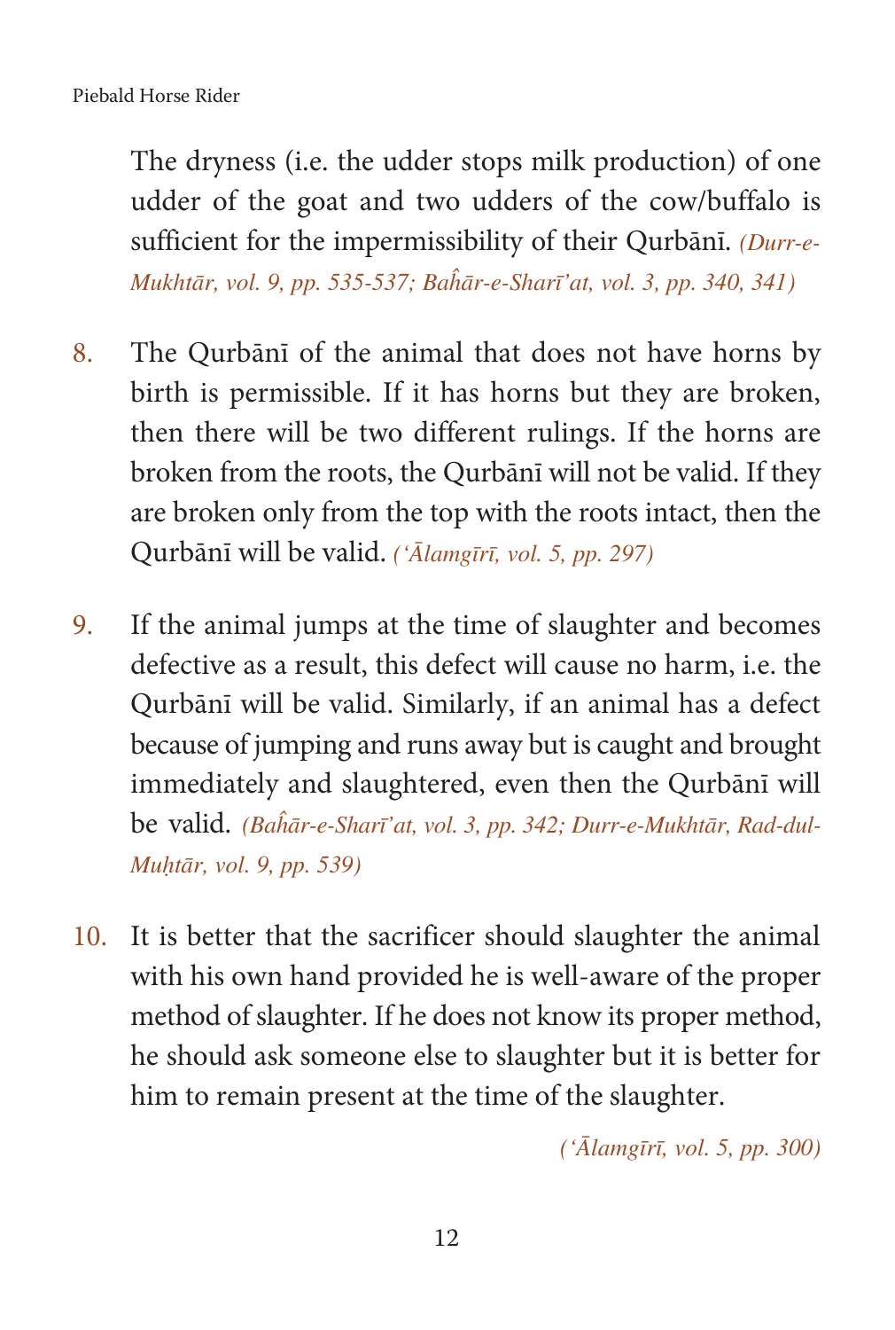The dryness (i.e. the udder stops milk production) of one udder of the goat and two udders of the cow/buffalo is sufficient for the impermissibility of their Qurbānī. *(Durr-e-Mukhtār, vol. 9, pp. 535-537; Baĥār-e-Sharī'at, vol. 3, pp. 340, 341)*

8. The Qurbānī of the animal that does not have horns by birth is permissible. If it has horns but they are broken, then there will be two different rulings. If the horns are broken from the roots, the Qurbānī will not be valid. If they are broken only from the top with the roots intact, then the Qurbānī will be valid. *('Ālamgīrī, vol. 5, pp. 297)*

9. If the animal jumps at the time of slaughter and becomes defective as a result, this defect will cause no harm, i.e. the Qurbānī will be valid. Similarly, if an animal has a defect because of jumping and runs away but is caught and brought immediately and slaughtered, even then the Qurbānī will be valid. *(Baĥār-e-Sharī'at, vol. 3, pp. 342; Durr-e-Mukhtār, Rad-dul-Muḥtār, vol. 9, pp. 539)*

10. It is better that the sacrificer should slaughter the animal with his own hand provided he is well-aware of the proper method of slaughter. If he does not know its proper method, he should ask someone else to slaughter but it is better for him to remain present at the time of the slaughter.

    *('Ālamgīrī, vol. 5, pp. 300)*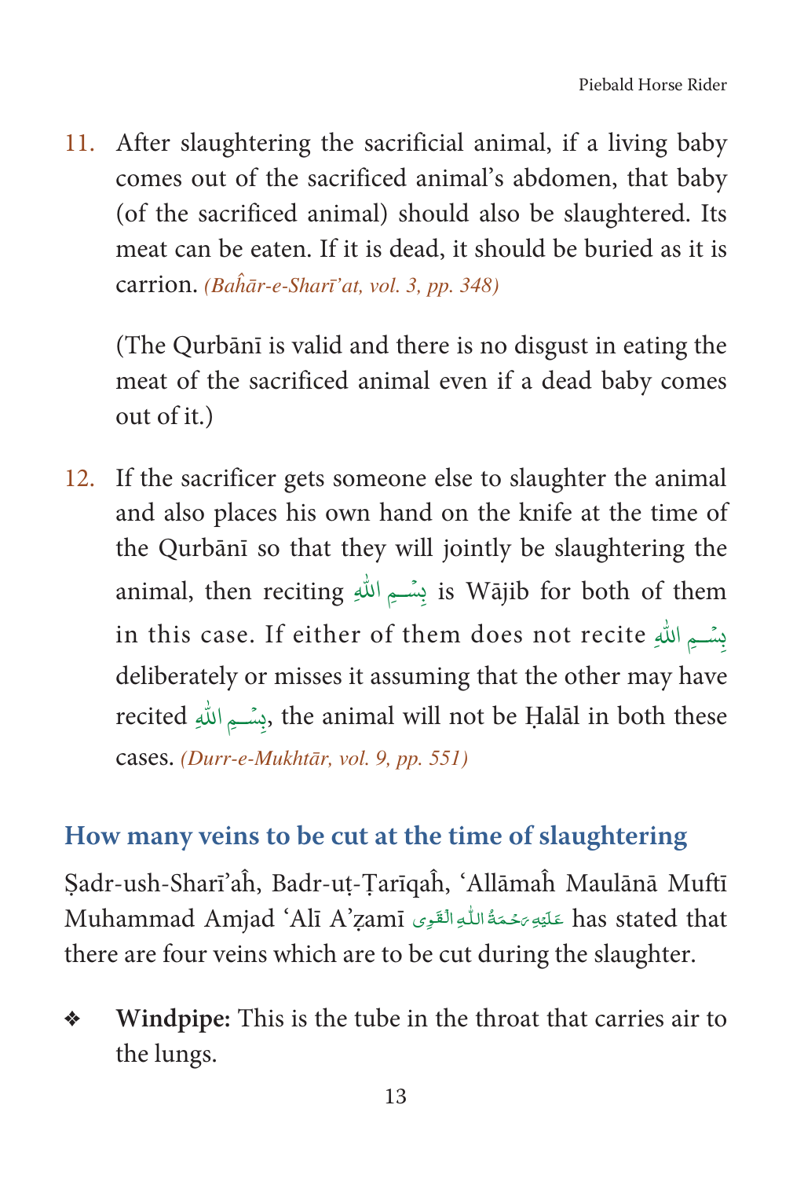11. After slaughtering the sacrificial animal, if a living baby comes out of the sacrificed animal's abdomen, that baby (of the sacrificed animal) should also be slaughtered. Its meat can be eaten. If it is dead, it should be buried as it is carrion. *(Baĥār-e-Sharī'at, vol. 3, pp. 348)*

    (The Qurbānī is valid and there is no disgust in eating the meat of the sacrificed animal even if a dead baby comes out of it.)

12. If the sacrificer gets someone else to slaughter the animal and also places his own hand on the knife at the time of the Qurbānī so that they will jointly be slaughtering the animal, then reciting بِسْمِ اللّٰهِ is Wājib for both of them in this case. If either of them does not recite بِسْمِ اللّٰهِ deliberately or misses it assuming that the other may have recited بِسْمِ اللّٰهِ, the animal will not be Ḥalāl in both these cases. *(Durr-e-Mukhtār, vol. 9, pp. 551)*

## How many veins to be cut at the time of slaughtering

Ṣadr-ush-Sharī'aĥ, Badr-uṭ-Ṭarīqaĥ, 'Allāmaĥ Maulānā Muftī Muhammad Amjad 'Alī A'ẓamī عَلَيْهِ رَحْمَةُ اللّٰهِ الْقَوِى has stated that there are four veins which are to be cut during the slaughter.

- **Windpipe:** This is the tube in the throat that carries air to the lungs.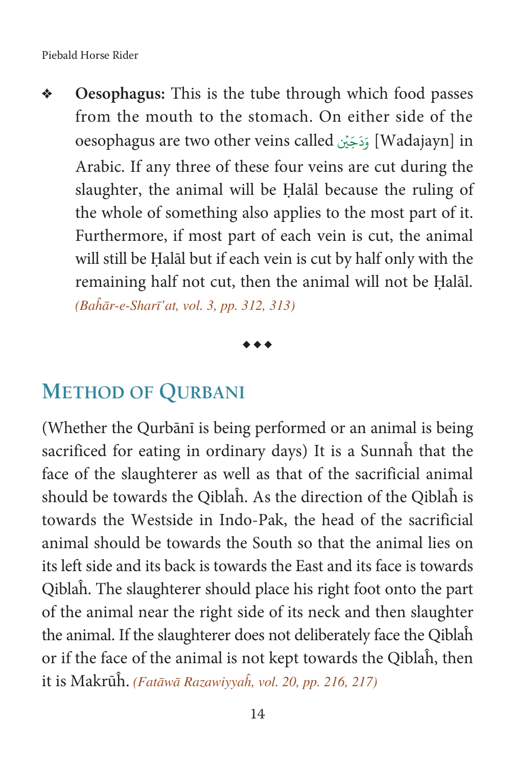- **Oesophagus:** This is the tube through which food passes from the mouth to the stomach. On either side of the oesophagus are two other veins called وَدَجَيْن [Wadajayn] in Arabic. If any three of these four veins are cut during the slaughter, the animal will be Ḥalāl because the ruling of the whole of something also applies to the most part of it. Furthermore, if most part of each vein is cut, the animal will still be Ḥalāl but if each vein is cut by half only with the remaining half not cut, then the animal will not be Ḥalāl. *(Baĥār-e-Sharī'at, vol. 3, pp. 312, 313)*

◆◆◆

## METHOD OF QURBANI

(Whether the Qurbānī is being performed or an animal is being sacrificed for eating in ordinary days) It is a Sunnaĥ that the face of the slaughterer as well as that of the sacrificial animal should be towards the Qiblaĥ. As the direction of the Qiblaĥ is towards the Westside in Indo-Pak, the head of the sacrificial animal should be towards the South so that the animal lies on its left side and its back is towards the East and its face is towards Qiblaĥ. The slaughterer should place his right foot onto the part of the animal near the right side of its neck and then slaughter the animal. If the slaughterer does not deliberately face the Qiblaĥ or if the face of the animal is not kept towards the Qiblaĥ, then it is Makrūĥ. *(Fatāwā Razawiyyaĥ, vol. 20, pp. 216, 217)*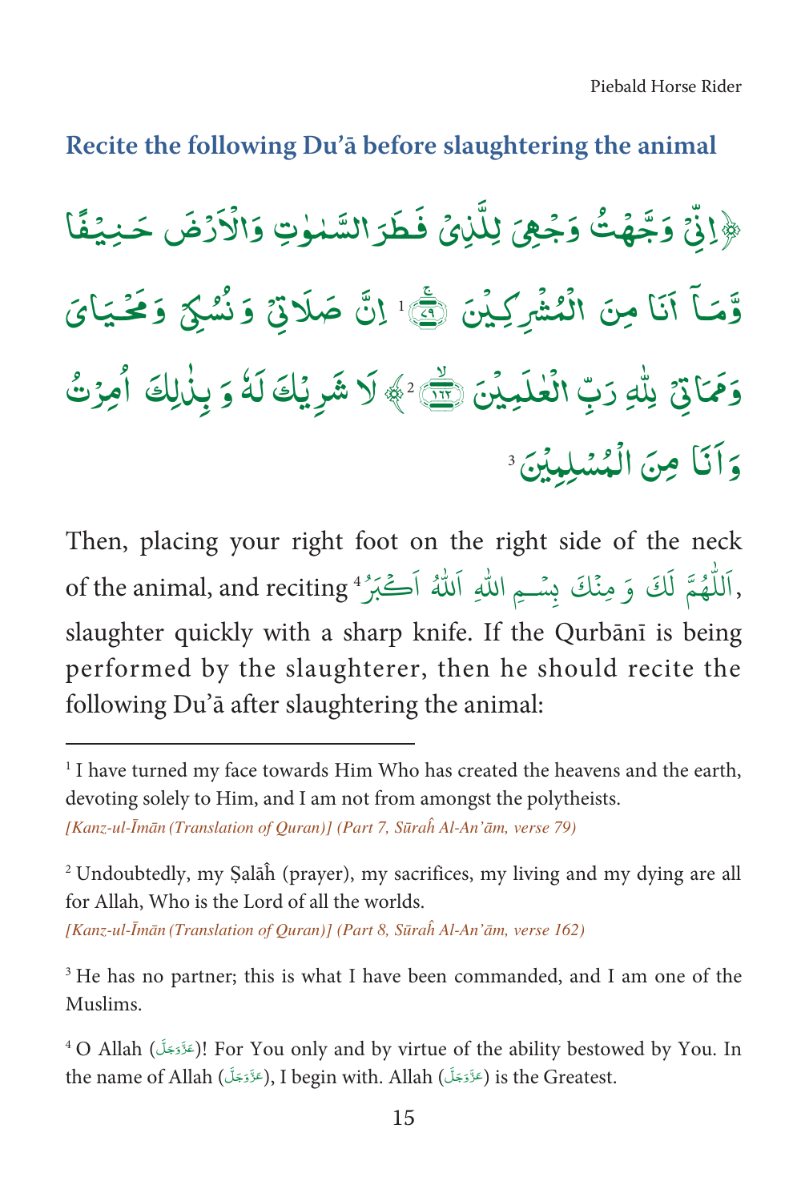## Recite the following Du'ā before slaughtering the animal

﴿اِنِّیۡ وَجَّہۡتُ وَجۡہِیَ لِلَّذِیۡ فَطَرَ السَّمٰوٰتِ وَالۡاَرۡضَ حَنِیۡفًا وَّمَاۤ اَنَا مِنَ الۡمُشۡرِکِیۡنَ ﴿ۚ۷۹﴾[1] اِنَّ صَلَاتِیۡ وَ نُسُکِیۡ وَمَحۡیَایَ وَمَمَاتِیۡ لِلّٰہِ رَبِّ الۡعٰلَمِیۡنَ ﴿ۙ۱۶۲﴾[2]﴾ لَا شَرِیۡکَ لَہٗ وَ بِذٰلِکَ اُمِرۡتُ وَاَنَا مِنَ الۡمُسۡلِمِیۡنَ[3]

Then, placing your right foot on the right side of the neck of the animal, and reciting اَللّٰھُمَّ لَکَ وَ مِنْکَ بِسْمِ اللهِ اَللهُ اَکْبَرُ[4], slaughter quickly with a sharp knife. If the Qurbānī is being performed by the slaughterer, then he should recite the following Du'ā after slaughtering the animal:

---

[1] I have turned my face towards Him Who has created the heavens and the earth, devoting solely to Him, and I am not from amongst the polytheists.
*[Kanz-ul-Īmān (Translation of Quran)] (Part 7, Sūraĥ Al-An'ām, verse 79)*

[2] Undoubtedly, my Ṣalāĥ (prayer), my sacrifices, my living and my dying are all for Allah, Who is the Lord of all the worlds.
*[Kanz-ul-Īmān (Translation of Quran)] (Part 8, Sūraĥ Al-An'ām, verse 162)*

[3] He has no partner; this is what I have been commanded, and I am one of the Muslims.

[4] O Allah (عَزَّوَجَلَّ)! For You only and by virtue of the ability bestowed by You. In the name of Allah (عَزَّوَجَلَّ), I begin with. Allah (عَزَّوَجَلَّ) is the Greatest.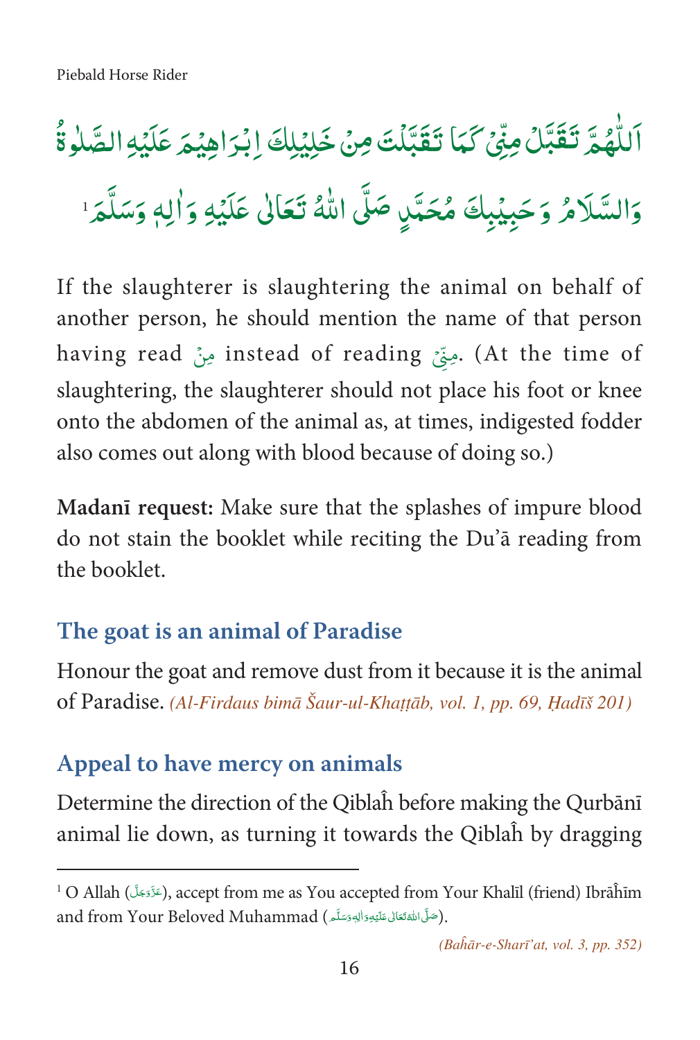اَللّٰهُمَّ تَقَبَّلْ مِنِّیْ كَمَا تَقَبَّلْتَ مِنْ خَلِيْلِكَ اِبْرَاهِيْمَ عَلَيْهِ الصَّلٰوةُ وَالسَّلَامُ وَ حَبِيْبِكَ مُحَمَّدٍ صَلَّى اللّٰهُ تَعَالٰى عَلَيْهِ وَاٰلِهٖ وَسَلَّمَ[1]

If the slaughterer is slaughtering the animal on behalf of another person, he should mention the name of that person having read مِنْ instead of reading مِنِّیْ. (At the time of slaughtering, the slaughterer should not place his foot or knee onto the abdomen of the animal as, at times, indigested fodder also comes out along with blood because of doing so.)

**Madanī request:** Make sure that the splashes of impure blood do not stain the booklet while reciting the Du'ā reading from the booklet.

## The goat is an animal of Paradise

Honour the goat and remove dust from it because it is the animal of Paradise. *(Al-Firdaus bimā Šaur-ul-Khaṭṭāb, vol. 1, pp. 69, Ḥadīš 201)*

## Appeal to have mercy on animals

Determine the direction of the Qiblaĥ before making the Qurbānī animal lie down, as turning it towards the Qiblaĥ by dragging

---

[1] O Allah (عَزَّوَجَلَّ), accept from me as You accepted from Your Khalīl (friend) Ibrāĥīm and from Your Beloved Muhammad (صَلَّى اللّٰهُ تَعَالٰى عَلَيْهِ وَاٰلِهٖ وَسَلَّم).

*(Baĥār-e-Sharī'at, vol. 3, pp. 352)*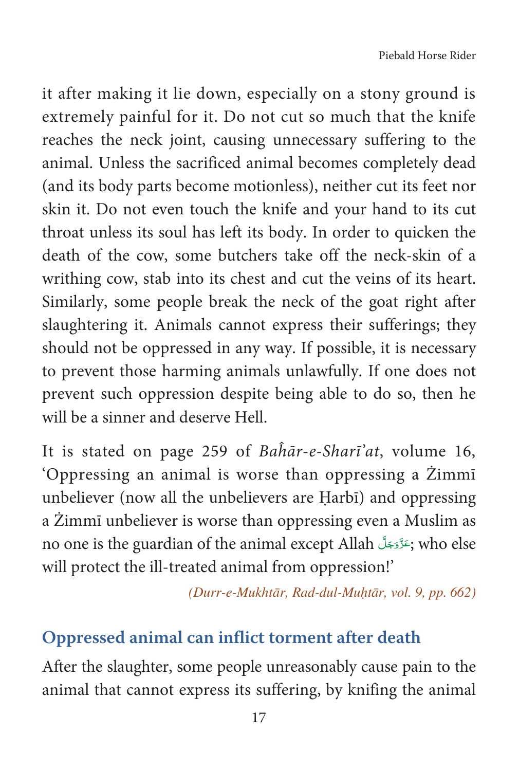it after making it lie down, especially on a stony ground is extremely painful for it. Do not cut so much that the knife reaches the neck joint, causing unnecessary suffering to the animal. Unless the sacrificed animal becomes completely dead (and its body parts become motionless), neither cut its feet nor skin it. Do not even touch the knife and your hand to its cut throat unless its soul has left its body. In order to quicken the death of the cow, some butchers take off the neck-skin of a writhing cow, stab into its chest and cut the veins of its heart. Similarly, some people break the neck of the goat right after slaughtering it. Animals cannot express their sufferings; they should not be oppressed in any way. If possible, it is necessary to prevent those harming animals unlawfully. If one does not prevent such oppression despite being able to do so, then he will be a sinner and deserve Hell.

It is stated on page 259 of *Baĥār-e-Sharī'at*, volume 16, 'Oppressing an animal is worse than oppressing a Żimmī unbeliever (now all the unbelievers are Ḥarbī) and oppressing a Żimmī unbeliever is worse than oppressing even a Muslim as no one is the guardian of the animal except Allah عَزَّوَجَلَّ; who else will protect the ill-treated animal from oppression!'

*(Durr-e-Mukhtār, Rad-dul-Muḥtār, vol. 9, pp. 662)*

## Oppressed animal can inflict torment after death

After the slaughter, some people unreasonably cause pain to the animal that cannot express its suffering, by knifing the animal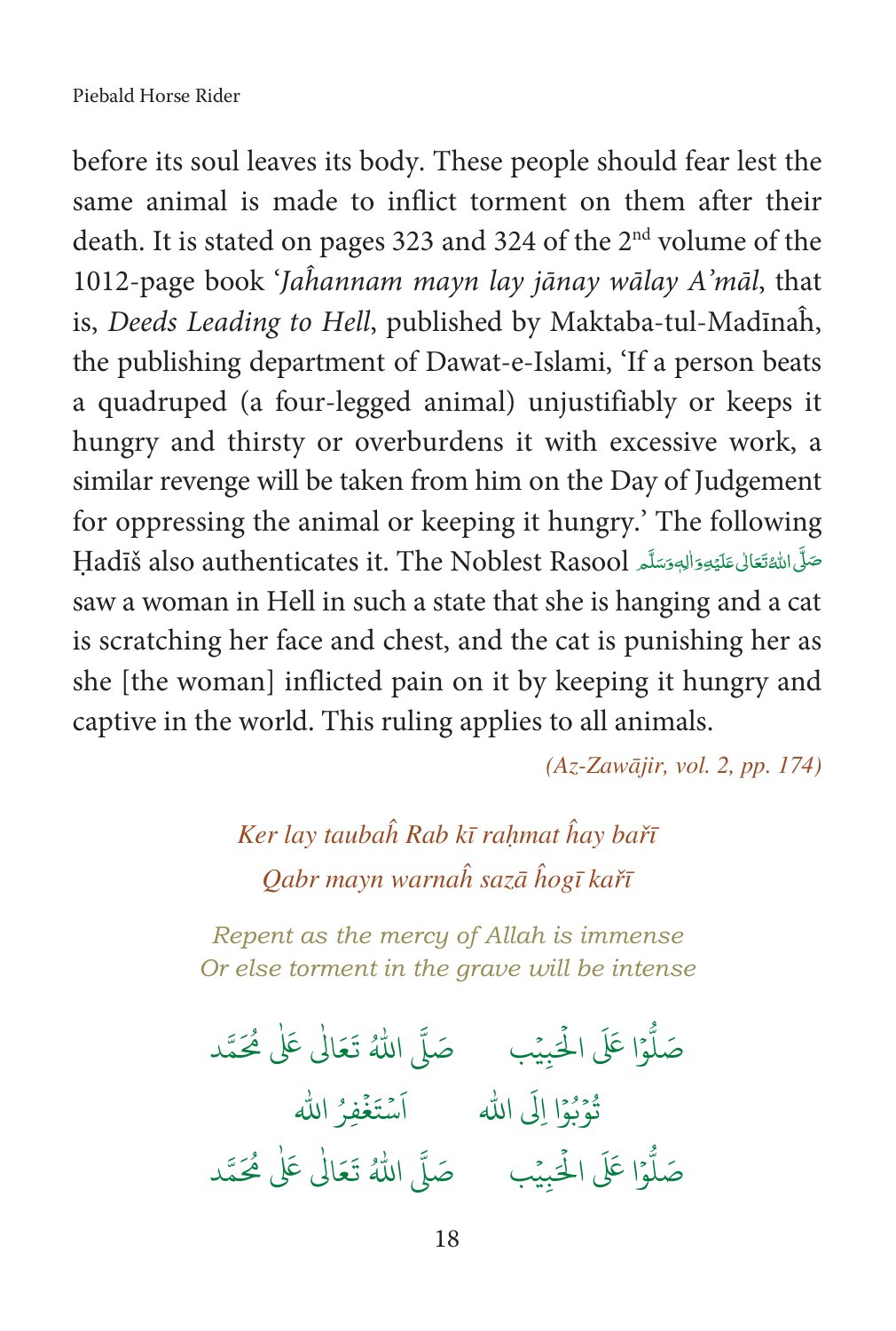before its soul leaves its body. These people should fear lest the same animal is made to inflict torment on them after their death. It is stated on pages 323 and 324 of the 2nd volume of the 1012-page book '*Jaĥannam mayn lay jānay wālay A'māl*, that is, *Deeds Leading to Hell*, published by Maktaba-tul-Madīnaĥ, the publishing department of Dawat-e-Islami, 'If a person beats a quadruped (a four-legged animal) unjustifiably or keeps it hungry and thirsty or overburdens it with excessive work, a similar revenge will be taken from him on the Day of Judgement for oppressing the animal or keeping it hungry.' The following Ḥadīš also authenticates it. The Noblest Rasool صَلَّى اللهُ تَعَالٰى عَلَيْهِ وَاٰلِهٖ وَسَلَّم saw a woman in Hell in such a state that she is hanging and a cat is scratching her face and chest, and the cat is punishing her as she [the woman] inflicted pain on it by keeping it hungry and captive in the world. This ruling applies to all animals.

*(Az-Zawājir, vol. 2, pp. 174)*

*Ker lay taubaĥ Rab kī raḥmat ĥay bařī*
*Qabr mayn warnaĥ sazā ĥogī kařī*

*Repent as the mercy of Allah is immense*
*Or else torment in the grave will be intense*

صَلُّوْا عَلَى الْحَبِيْب صَلَّى اللهُ تَعَالٰى عَلٰى مُحَمَّد

تُوْبُوْا اِلَى الله اَسْتَغْفِرُ الله

صَلُّوْا عَلَى الْحَبِيْب صَلَّى اللهُ تَعَالٰى عَلٰى مُحَمَّد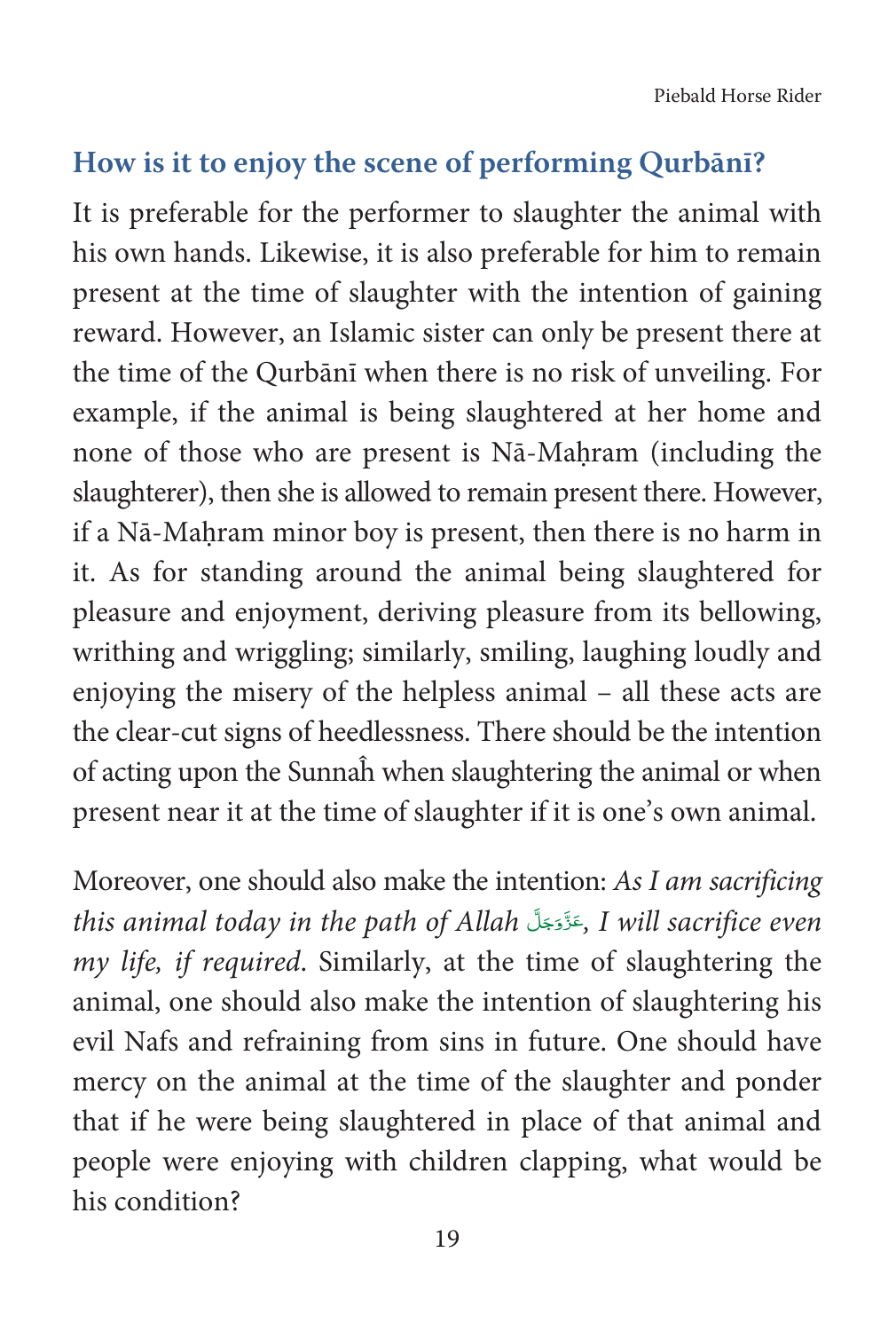## How is it to enjoy the scene of performing Qurbānī?

It is preferable for the performer to slaughter the animal with his own hands. Likewise, it is also preferable for him to remain present at the time of slaughter with the intention of gaining reward. However, an Islamic sister can only be present there at the time of the Qurbānī when there is no risk of unveiling. For example, if the animal is being slaughtered at her home and none of those who are present is Nā-Maḥram (including the slaughterer), then she is allowed to remain present there. However, if a Nā-Maḥram minor boy is present, then there is no harm in it. As for standing around the animal being slaughtered for pleasure and enjoyment, deriving pleasure from its bellowing, writhing and wriggling; similarly, smiling, laughing loudly and enjoying the misery of the helpless animal – all these acts are the clear-cut signs of heedlessness. There should be the intention of acting upon the Sunnaĥ when slaughtering the animal or when present near it at the time of slaughter if it is one's own animal.

Moreover, one should also make the intention: *As I am sacrificing this animal today in the path of Allah* عَزَّوَجَلَّ*, I will sacrifice even my life, if required*. Similarly, at the time of slaughtering the animal, one should also make the intention of slaughtering his evil Nafs and refraining from sins in future. One should have mercy on the animal at the time of the slaughter and ponder that if he were being slaughtered in place of that animal and people were enjoying with children clapping, what would be his condition?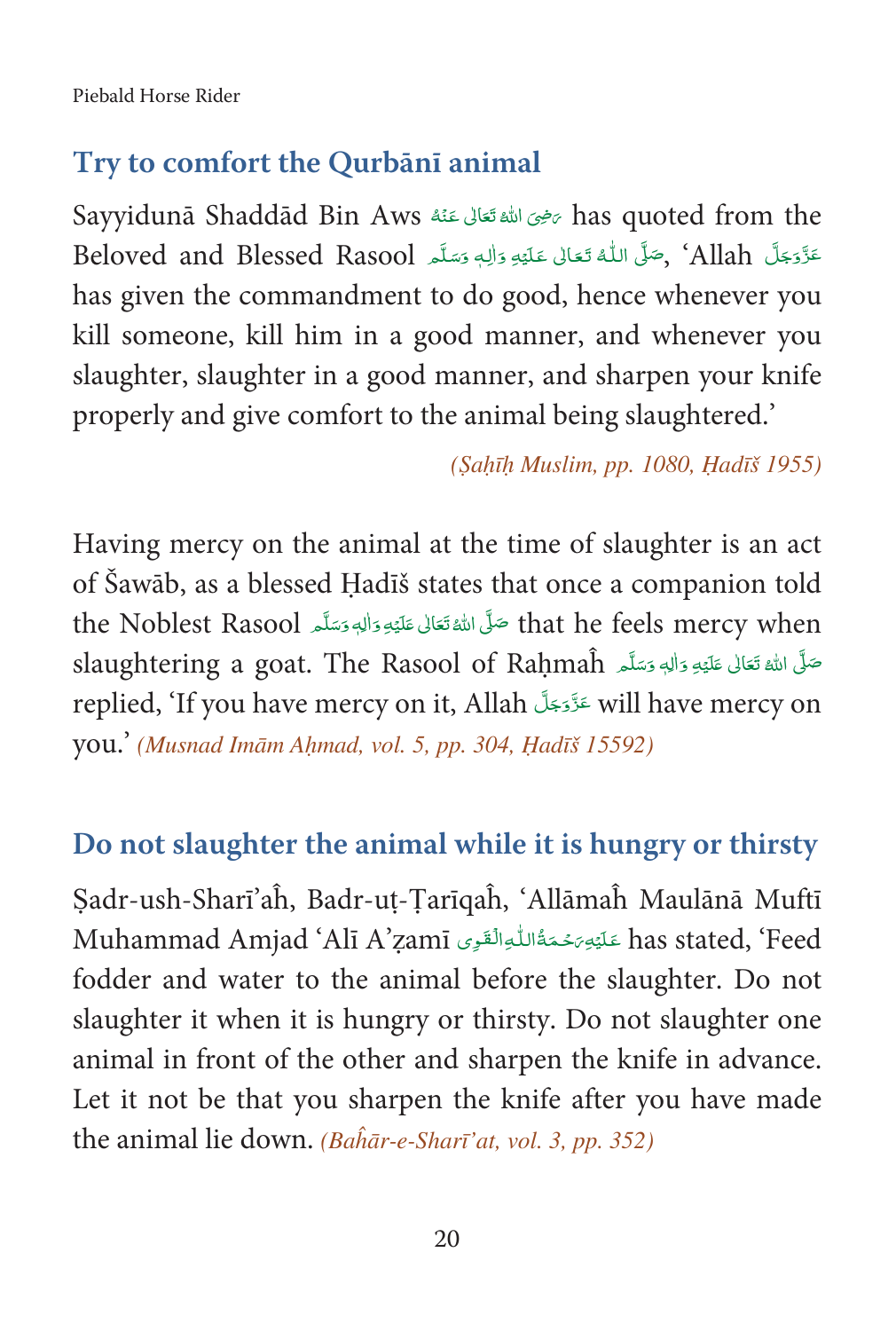## Try to comfort the Qurbānī animal

Sayyidunā Shaddād Bin Aws رَضِیَ اللّٰہُ تَعَالٰی عَنْہُ has quoted from the Beloved and Blessed Rasool صَلَّی اللّٰہُ تَعَالٰی عَلَیْہِ وَاٰلِہٖ وَسَلَّم, 'Allah عَزَّوَجَلَّ has given the commandment to do good, hence whenever you kill someone, kill him in a good manner, and whenever you slaughter, slaughter in a good manner, and sharpen your knife properly and give comfort to the animal being slaughtered.'

*(Ṣaḥīḥ Muslim, pp. 1080, Ḥadīš 1955)*

Having mercy on the animal at the time of slaughter is an act of Šawāb, as a blessed Ḥadīš states that once a companion told the Noblest Rasool صَلَّی اللّٰہُ تَعَالٰی عَلَیْہِ وَاٰلِہٖ وَسَلَّم that he feels mercy when slaughtering a goat. The Rasool of Raḥmaĥ صَلَّی اللّٰہُ تَعَالٰی عَلَیْہِ وَاٰلِہٖ وَسَلَّم replied, 'If you have mercy on it, Allah عَزَّوَجَلَّ will have mercy on you.' *(Musnad Imām Aḥmad, vol. 5, pp. 304, Ḥadīš 15592)*

## Do not slaughter the animal while it is hungry or thirsty

Ṣadr-ush-Sharī'aĥ, Badr-uṭ-Ṭarīqaĥ, 'Allāmaĥ Maulānā Muftī Muhammad Amjad 'Alī A'ẓamī عَلَیْہِ رَحْمَۃُ اللّٰہِ الْقَوِی has stated, 'Feed fodder and water to the animal before the slaughter. Do not slaughter it when it is hungry or thirsty. Do not slaughter one animal in front of the other and sharpen the knife in advance. Let it not be that you sharpen the knife after you have made the animal lie down. *(Baĥār-e-Sharī'at, vol. 3, pp. 352)*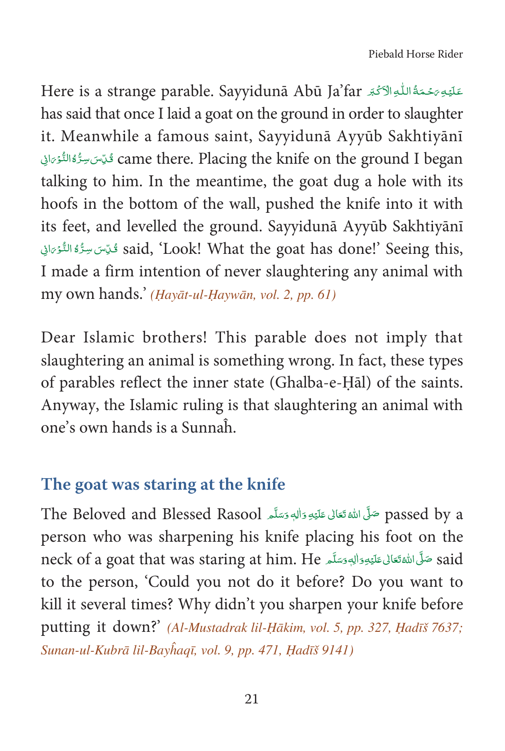Here is a strange parable. Sayyidunā Abū Ja'far عَلَيْهِ رَحْمَةُ اللّٰهِ الْاَكْبَر has said that once I laid a goat on the ground in order to slaughter it. Meanwhile a famous saint, Sayyidunā Ayyūb Sakhtiyānī قُدِّسَ سِرُّهُ النُّوْرَانِي came there. Placing the knife on the ground I began talking to him. In the meantime, the goat dug a hole with its hoofs in the bottom of the wall, pushed the knife into it with its feet, and levelled the ground. Sayyidunā Ayyūb Sakhtiyānī قُدِّسَ سِرُّهُ النُّوْرَانِي said, 'Look! What the goat has done!' Seeing this, I made a firm intention of never slaughtering any animal with my own hands.' *(Ḥayāt-ul-Ḥaywān, vol. 2, pp. 61)*

Dear Islamic brothers! This parable does not imply that slaughtering an animal is something wrong. In fact, these types of parables reflect the inner state (Ghalba-e-Ḥāl) of the saints. Anyway, the Islamic ruling is that slaughtering an animal with one's own hands is a Sunnaĥ.

## The goat was staring at the knife

The Beloved and Blessed Rasool صَلَّى اللهُ تَعَالٰى عَلَيْهِ وَاٰلِهٖ وَسَلَّم passed by a person who was sharpening his knife placing his foot on the neck of a goat that was staring at him. He صَلَّى اللهُ تَعَالٰى عَلَيْهِ وَاٰلِهٖ وَسَلَّم said to the person, 'Could you not do it before? Do you want to kill it several times? Why didn't you sharpen your knife before putting it down?' *(Al-Mustadrak lil-Ḥākim, vol. 5, pp. 327, Ḥadīš 7637; Sunan-ul-Kubrā lil-Bayĥaqī, vol. 9, pp. 471, Ḥadīš 9141)*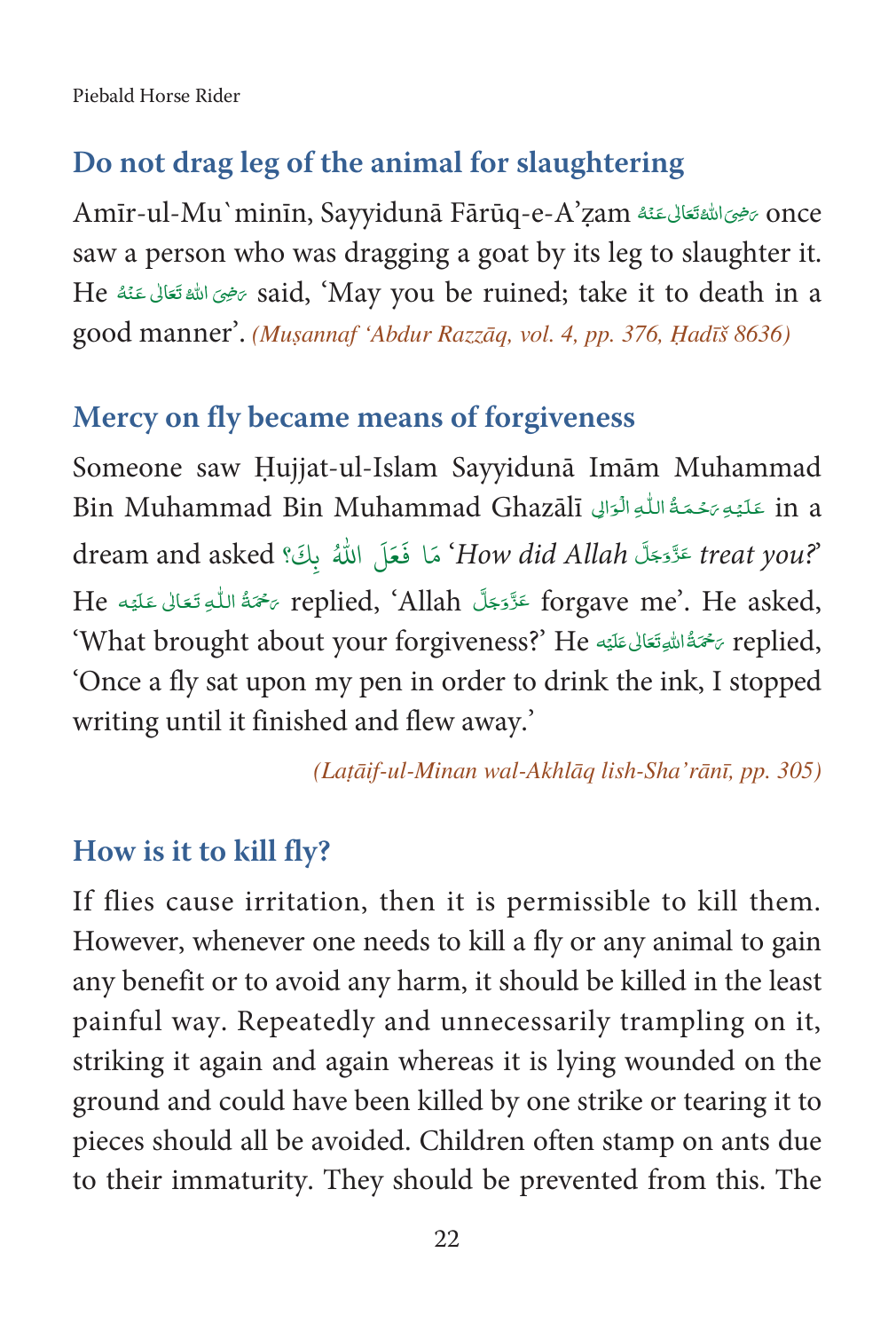## Do not drag leg of the animal for slaughtering

Amīr-ul-Mu`minīn, Sayyidunā Fārūq-e-A'ẓam رَضِیَ اللهُ تَعَالٰی عَنْهُ once saw a person who was dragging a goat by its leg to slaughter it. He رَضِیَ اللهُ تَعَالٰی عَنْهُ said, 'May you be ruined; take it to death in a good manner'. *(Muṣannaf 'Abdur Razzāq, vol. 4, pp. 376, Ḥadīš 8636)*

## Mercy on fly became means of forgiveness

Someone saw Ḥujjat-ul-Islam Sayyidunā Imām Muhammad Bin Muhammad Bin Muhammad Ghazālī عَلَیْهِ رَحْمَةُ اللّٰهِ الْوَالِی in a dream and asked مَا فَعَلَ اللّٰهُ بِكَ؟ '*How did Allah* عَزَّوَجَلَّ *treat you?*' He رَحْمَةُ اللّٰهِ تَعَالٰی عَلَيْه replied, 'Allah عَزَّوَجَلَّ forgave me'. He asked, 'What brought about your forgiveness?' He رَحْمَةُ اللّٰهِ تَعَالٰی عَلَيْه replied, 'Once a fly sat upon my pen in order to drink the ink, I stopped writing until it finished and flew away.'

*(Laṭāif-ul-Minan wal-Akhlāq lish-Sha'rānī, pp. 305)*

## How is it to kill fly?

If flies cause irritation, then it is permissible to kill them. However, whenever one needs to kill a fly or any animal to gain any benefit or to avoid any harm, it should be killed in the least painful way. Repeatedly and unnecessarily trampling on it, striking it again and again whereas it is lying wounded on the ground and could have been killed by one strike or tearing it to pieces should all be avoided. Children often stamp on ants due to their immaturity. They should be prevented from this. The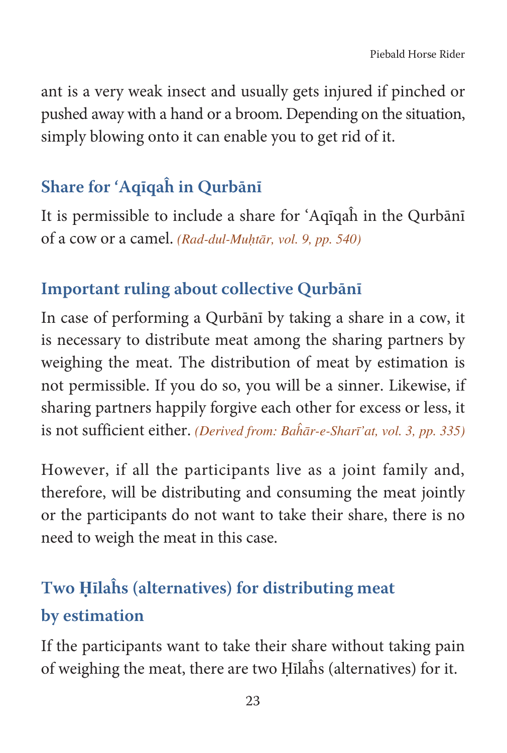ant is a very weak insect and usually gets injured if pinched or pushed away with a hand or a broom. Depending on the situation, simply blowing onto it can enable you to get rid of it.

## Share for 'Aqīqaĥ in Qurbānī

It is permissible to include a share for 'Aqīqaĥ in the Qurbānī of a cow or a camel. *(Rad-dul-Muḥtār, vol. 9, pp. 540)*

## Important ruling about collective Qurbānī

In case of performing a Qurbānī by taking a share in a cow, it is necessary to distribute meat among the sharing partners by weighing the meat. The distribution of meat by estimation is not permissible. If you do so, you will be a sinner. Likewise, if sharing partners happily forgive each other for excess or less, it is not sufficient either. *(Derived from: Baĥār-e-Sharī'at, vol. 3, pp. 335)*

However, if all the participants live as a joint family and, therefore, will be distributing and consuming the meat jointly or the participants do not want to take their share, there is no need to weigh the meat in this case.

## Two Ḥīlaĥs (alternatives) for distributing meat by estimation

If the participants want to take their share without taking pain of weighing the meat, there are two Ḥīlaĥs (alternatives) for it.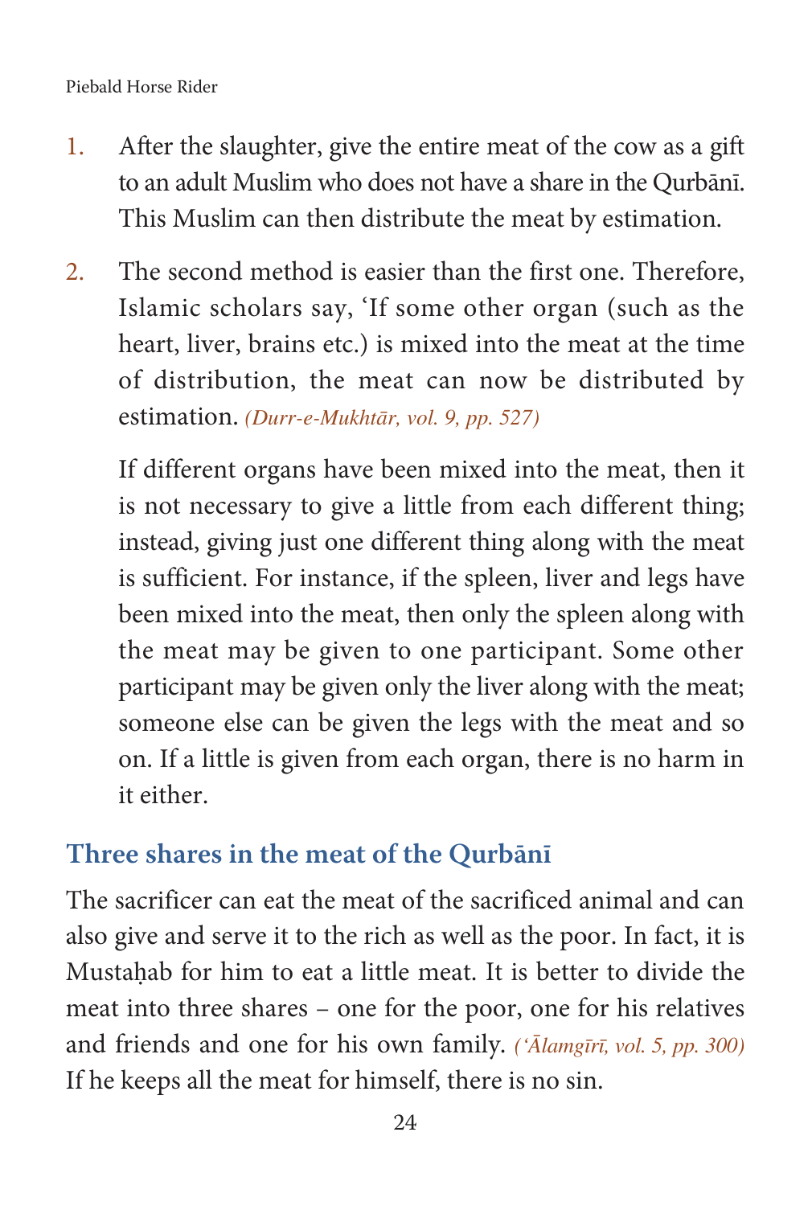1. After the slaughter, give the entire meat of the cow as a gift to an adult Muslim who does not have a share in the Qurbānī. This Muslim can then distribute the meat by estimation.

2. The second method is easier than the first one. Therefore, Islamic scholars say, 'If some other organ (such as the heart, liver, brains etc.) is mixed into the meat at the time of distribution, the meat can now be distributed by estimation. *(Durr-e-Mukhtār, vol. 9, pp. 527)*

   If different organs have been mixed into the meat, then it is not necessary to give a little from each different thing; instead, giving just one different thing along with the meat is sufficient. For instance, if the spleen, liver and legs have been mixed into the meat, then only the spleen along with the meat may be given to one participant. Some other participant may be given only the liver along with the meat; someone else can be given the legs with the meat and so on. If a little is given from each organ, there is no harm in it either.

## Three shares in the meat of the Qurbānī

The sacrificer can eat the meat of the sacrificed animal and can also give and serve it to the rich as well as the poor. In fact, it is Mustaḥab for him to eat a little meat. It is better to divide the meat into three shares – one for the poor, one for his relatives and friends and one for his own family. *('Ālamgīrī, vol. 5, pp. 300)* If he keeps all the meat for himself, there is no sin.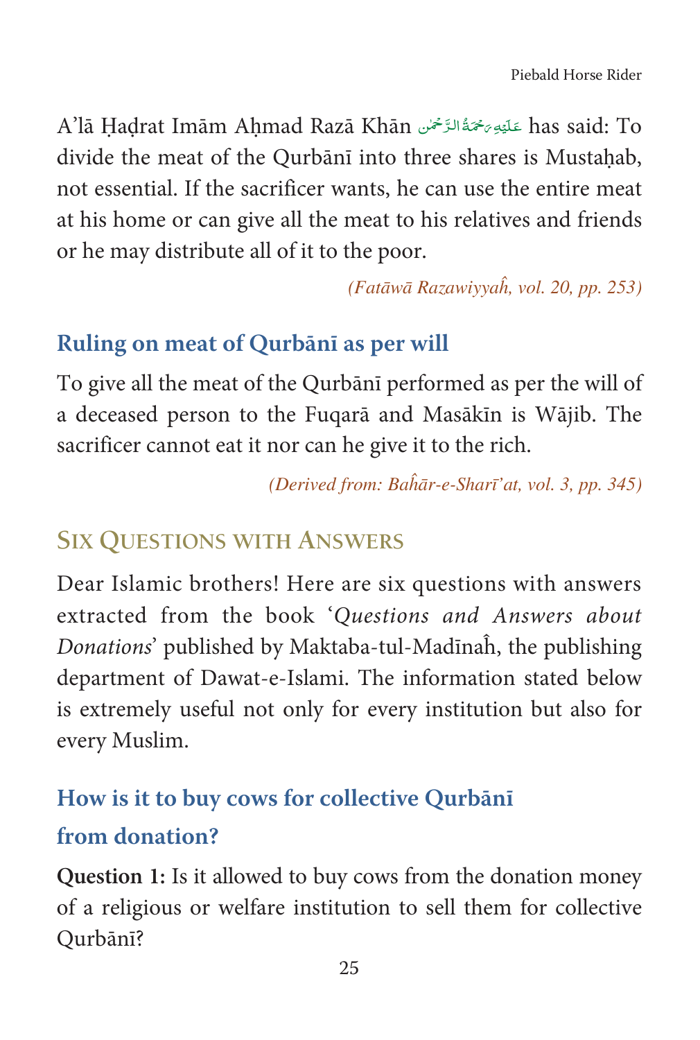A'lā Ḥaḍrat Imām Aḥmad Razā Khān عَلَيْهِ رَحْمَةُ الرَّحْمٰن has said: To divide the meat of the Qurbānī into three shares is Mustaḥab, not essential. If the sacrificer wants, he can use the entire meat at his home or can give all the meat to his relatives and friends or he may distribute all of it to the poor.

*(Fatāwā Razawiyyaĥ, vol. 20, pp. 253)*

### Ruling on meat of Qurbānī as per will

To give all the meat of the Qurbānī performed as per the will of a deceased person to the Fuqarā and Masākīn is Wājib. The sacrificer cannot eat it nor can he give it to the rich.

*(Derived from: Baĥār-e-Sharī'at, vol. 3, pp. 345)*

## Six Questions with Answers

Dear Islamic brothers! Here are six questions with answers extracted from the book '*Questions and Answers about Donations*' published by Maktaba-tul-Madīnaĥ, the publishing department of Dawat-e-Islami. The information stated below is extremely useful not only for every institution but also for every Muslim.

### How is it to buy cows for collective Qurbānī from donation?

**Question 1:** Is it allowed to buy cows from the donation money of a religious or welfare institution to sell them for collective Qurbānī?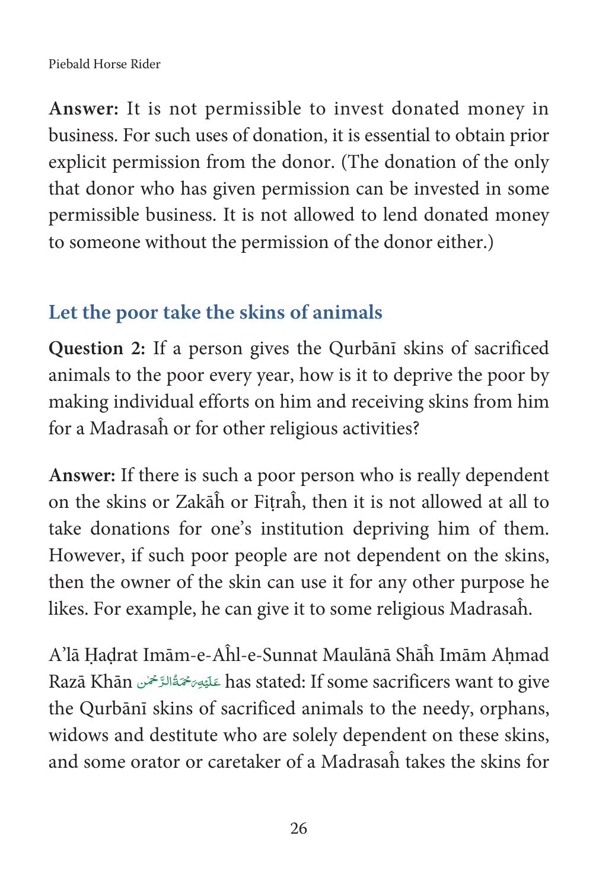**Answer:** It is not permissible to invest donated money in business. For such uses of donation, it is essential to obtain prior explicit permission from the donor. (The donation of the only that donor who has given permission can be invested in some permissible business. It is not allowed to lend donated money to someone without the permission of the donor either.)

## Let the poor take the skins of animals

**Question 2:** If a person gives the Qurbānī skins of sacrificed animals to the poor every year, how is it to deprive the poor by making individual efforts on him and receiving skins from him for a Madrasaĥ or for other religious activities?

**Answer:** If there is such a poor person who is really dependent on the skins or Zakāĥ or Fiṭraĥ, then it is not allowed at all to take donations for one's institution depriving him of them. However, if such poor people are not dependent on the skins, then the owner of the skin can use it for any other purpose he likes. For example, he can give it to some religious Madrasaĥ.

A'lā Ḥaḍrat Imām-e-Aĥl-e-Sunnat Maulānā Shāĥ Imām Aḥmad Razā Khān عَلَيْهِ رَحْمَةُ الرَّحْمٰن has stated: If some sacrificers want to give the Qurbānī skins of sacrificed animals to the needy, orphans, widows and destitute who are solely dependent on these skins, and some orator or caretaker of a Madrasaĥ takes the skins for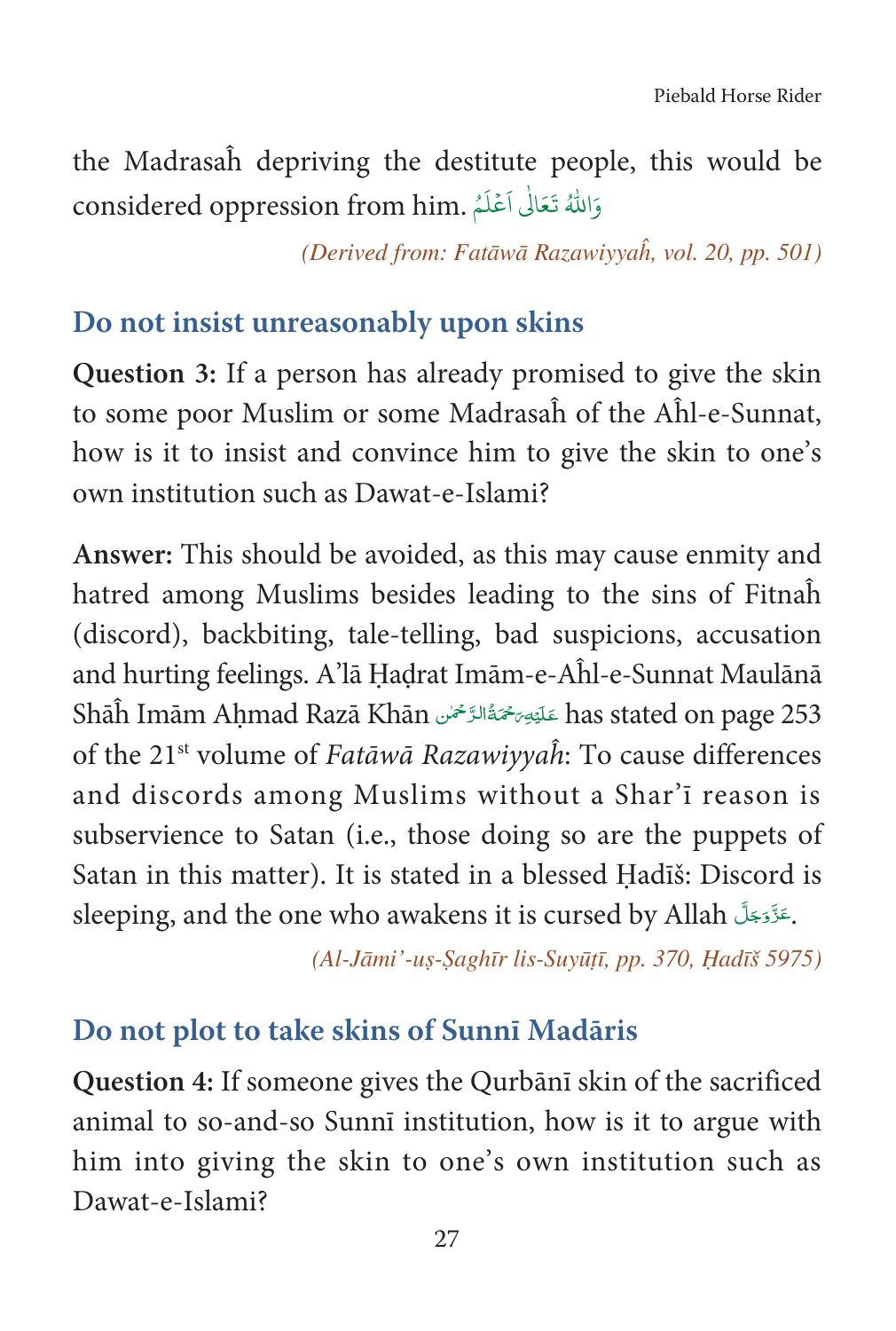the Madrasaĥ depriving the destitute people, this would be considered oppression from him. وَاللّٰهُ تَعَالٰی اَعْلَمُ

*(Derived from: Fatāwā Razawiyyaĥ, vol. 20, pp. 501)*

## Do not insist unreasonably upon skins

**Question 3:** If a person has already promised to give the skin to some poor Muslim or some Madrasaĥ of the Aĥl-e-Sunnat, how is it to insist and convince him to give the skin to one's own institution such as Dawat-e-Islami?

**Answer:** This should be avoided, as this may cause enmity and hatred among Muslims besides leading to the sins of Fitnaĥ (discord), backbiting, tale-telling, bad suspicions, accusation and hurting feelings. A'lā Ḥaḍrat Imām-e-Aĥl-e-Sunnat Maulānā Shāĥ Imām Aḥmad Razā Khān عَلَیْہِ رَحْمَۃُ الرَّحْمٰن has stated on page 253 of the 21st volume of *Fatāwā Razawiyyaĥ*: To cause differences and discords among Muslims without a Shar'ī reason is subservience to Satan (i.e., those doing so are the puppets of Satan in this matter). It is stated in a blessed Ḥadīš: Discord is sleeping, and the one who awakens it is cursed by Allah عَزَّوَجَلَّ.

*(Al-Jāmi'-uṣ-Ṣaghīr lis-Suyūṭī, pp. 370, Ḥadīš 5975)*

## Do not plot to take skins of Sunnī Madāris

**Question 4:** If someone gives the Qurbānī skin of the sacrificed animal to so-and-so Sunnī institution, how is it to argue with him into giving the skin to one's own institution such as Dawat-e-Islami?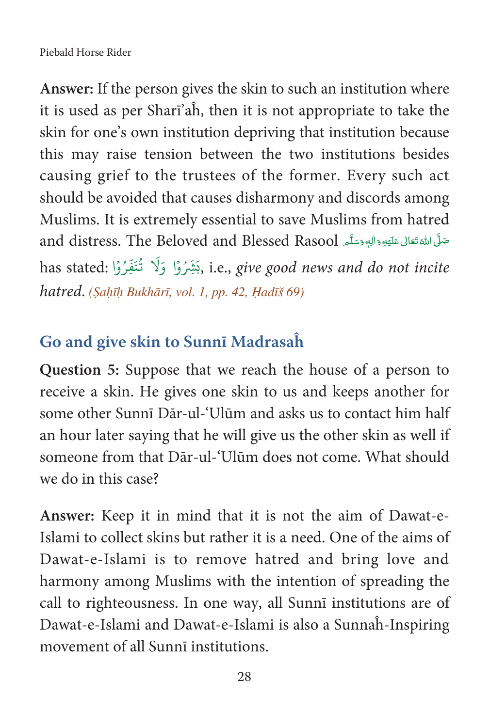**Answer:** If the person gives the skin to such an institution where it is used as per Sharī'aĥ, then it is not appropriate to take the skin for one's own institution depriving that institution because this may raise tension between the two institutions besides causing grief to the trustees of the former. Every such act should be avoided that causes disharmony and discords among Muslims. It is extremely essential to save Muslims from hatred and distress. The Beloved and Blessed Rasool صَلَّى اللهُ تَعَالٰى عَلَيْهِ وَاٰلِهٖ وَسَلَّم has stated: بَشِّرُوْا وَلَا تُنَفِّرُوْا, i.e., *give good news and do not incite hatred*. *(Ṣaḥīḥ Bukhārī, vol. 1, pp. 42, Ḥadīš 69)*

## Go and give skin to Sunnī Madrasaĥ

**Question 5:** Suppose that we reach the house of a person to receive a skin. He gives one skin to us and keeps another for some other Sunnī Dār-ul-'Ulūm and asks us to contact him half an hour later saying that he will give us the other skin as well if someone from that Dār-ul-'Ulūm does not come. What should we do in this case?

**Answer:** Keep it in mind that it is not the aim of Dawat-e-Islami to collect skins but rather it is a need. One of the aims of Dawat-e-Islami is to remove hatred and bring love and harmony among Muslims with the intention of spreading the call to righteousness. In one way, all Sunnī institutions are of Dawat-e-Islami and Dawat-e-Islami is also a Sunnaĥ-Inspiring movement of all Sunnī institutions.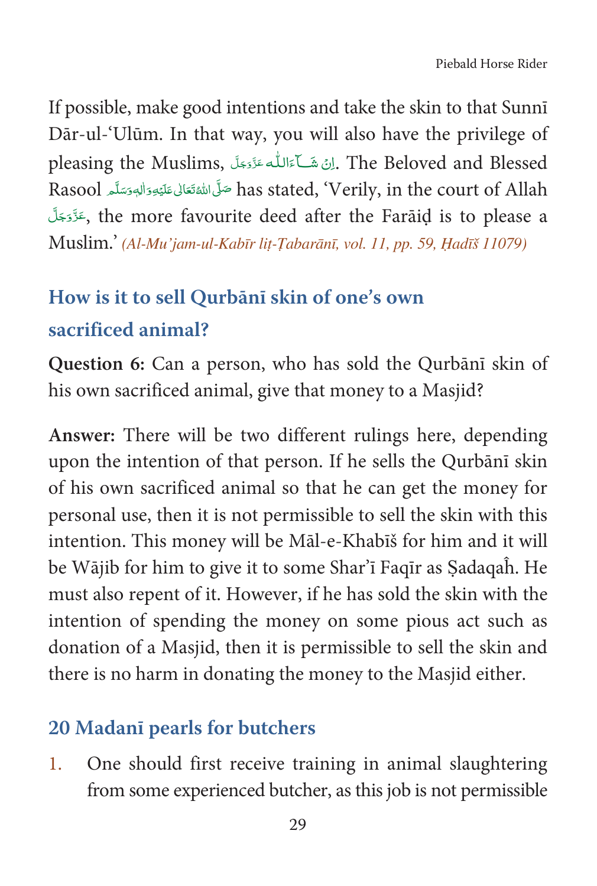If possible, make good intentions and take the skin to that Sunnī Dār-ul-'Ulūm. In that way, you will also have the privilege of pleasing the Muslims, اِنْ شَآءَاللّٰہ عَزَّوَجَلَّ. The Beloved and Blessed Rasool صَلَّى اللهُ تَعَالٰى عَلَيْهِ وَاٰلِهٖ وَسَلَّم has stated, 'Verily, in the court of Allah عَزَّوَجَلَّ, the more favourite deed after the Farāiḍ is to please a Muslim.' *(Al-Mu'jam-ul-Kabīr liṭ-Ṭabarānī, vol. 11, pp. 59, Ḥadīš 11079)*

## How is it to sell Qurbānī skin of one's own sacrificed animal?

**Question 6:** Can a person, who has sold the Qurbānī skin of his own sacrificed animal, give that money to a Masjid?

**Answer:** There will be two different rulings here, depending upon the intention of that person. If he sells the Qurbānī skin of his own sacrificed animal so that he can get the money for personal use, then it is not permissible to sell the skin with this intention. This money will be Māl-e-Khabīš for him and it will be Wājib for him to give it to some Shar'ī Faqīr as Ṣadaqaĥ. He must also repent of it. However, if he has sold the skin with the intention of spending the money on some pious act such as donation of a Masjid, then it is permissible to sell the skin and there is no harm in donating the money to the Masjid either.

## 20 Madanī pearls for butchers

1. One should first receive training in animal slaughtering from some experienced butcher, as this job is not permissible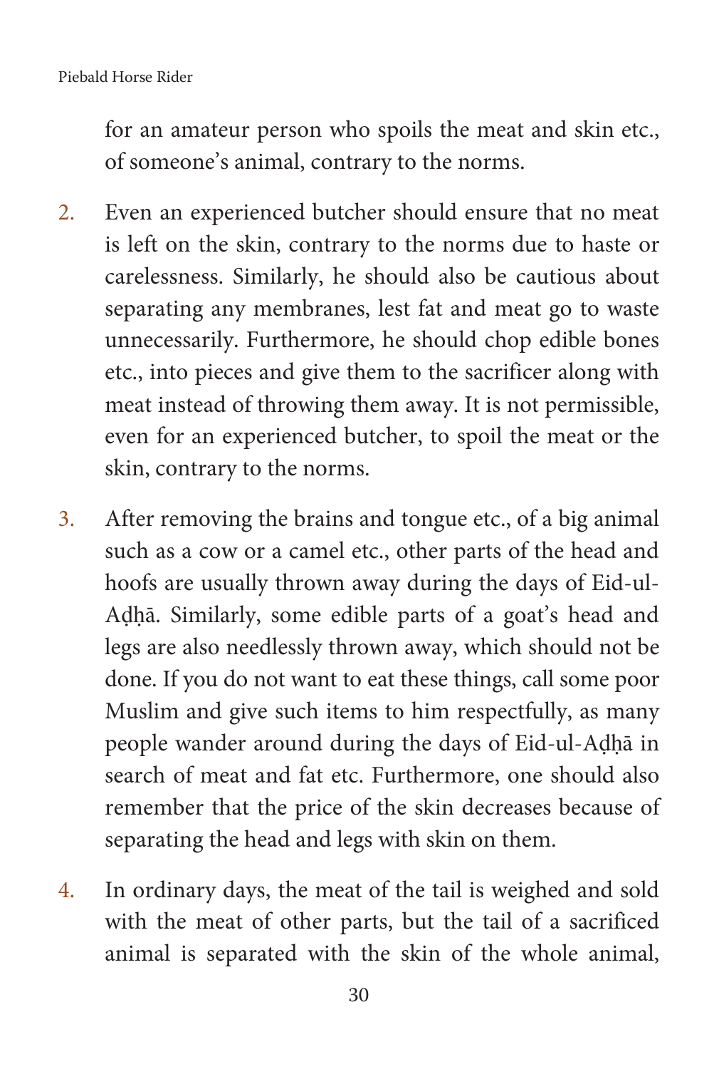for an amateur person who spoils the meat and skin etc., of someone's animal, contrary to the norms.

2. Even an experienced butcher should ensure that no meat is left on the skin, contrary to the norms due to haste or carelessness. Similarly, he should also be cautious about separating any membranes, lest fat and meat go to waste unnecessarily. Furthermore, he should chop edible bones etc., into pieces and give them to the sacrificer along with meat instead of throwing them away. It is not permissible, even for an experienced butcher, to spoil the meat or the skin, contrary to the norms.

3. After removing the brains and tongue etc., of a big animal such as a cow or a camel etc., other parts of the head and hoofs are usually thrown away during the days of Eid-ul-Aḍḥā. Similarly, some edible parts of a goat's head and legs are also needlessly thrown away, which should not be done. If you do not want to eat these things, call some poor Muslim and give such items to him respectfully, as many people wander around during the days of Eid-ul-Aḍḥā in search of meat and fat etc. Furthermore, one should also remember that the price of the skin decreases because of separating the head and legs with skin on them.

4. In ordinary days, the meat of the tail is weighed and sold with the meat of other parts, but the tail of a sacrificed animal is separated with the skin of the whole animal,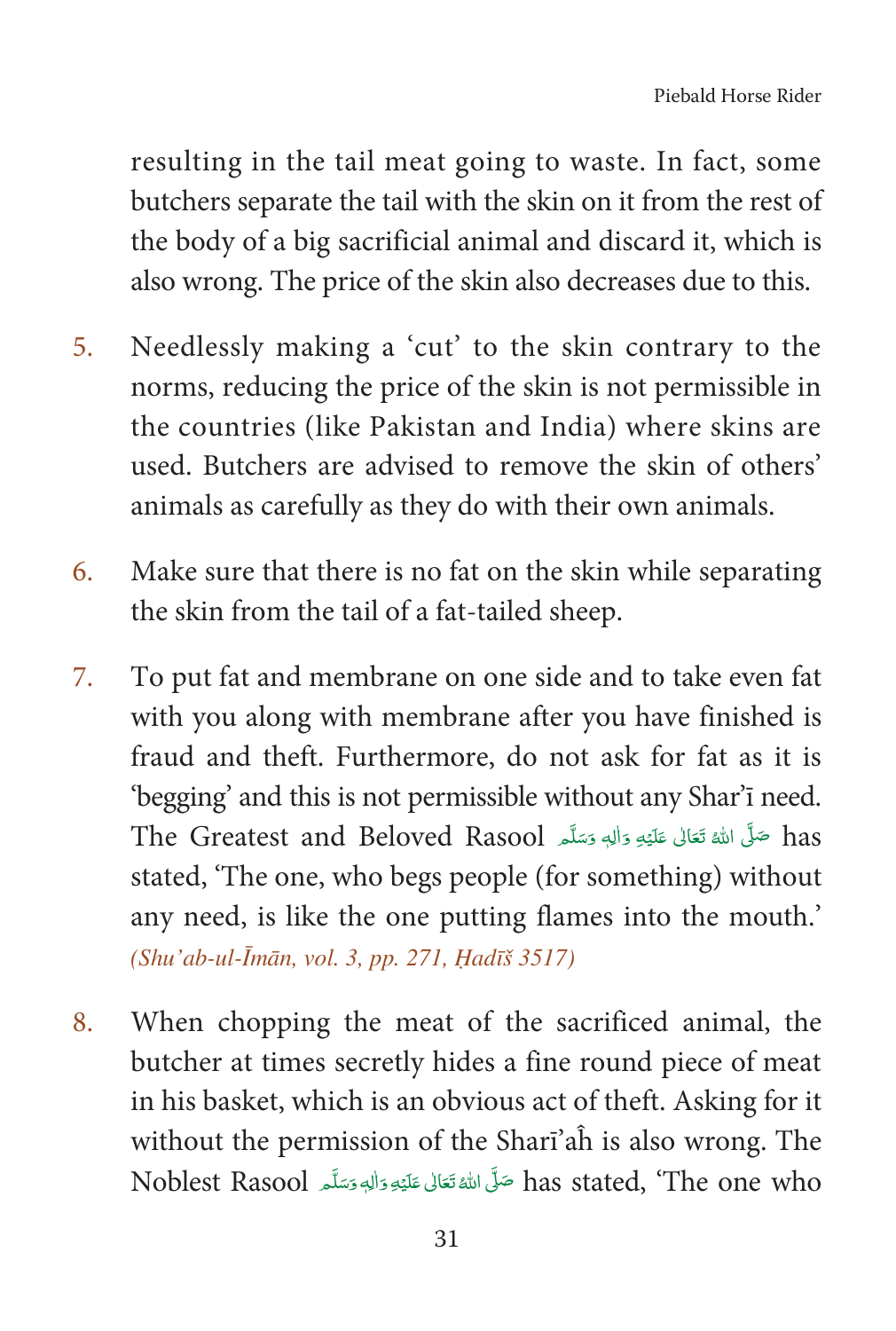resulting in the tail meat going to waste. In fact, some butchers separate the tail with the skin on it from the rest of the body of a big sacrificial animal and discard it, which is also wrong. The price of the skin also decreases due to this.

5. Needlessly making a 'cut' to the skin contrary to the norms, reducing the price of the skin is not permissible in the countries (like Pakistan and India) where skins are used. Butchers are advised to remove the skin of others' animals as carefully as they do with their own animals.

6. Make sure that there is no fat on the skin while separating the skin from the tail of a fat-tailed sheep.

7. To put fat and membrane on one side and to take even fat with you along with membrane after you have finished is fraud and theft. Furthermore, do not ask for fat as it is 'begging' and this is not permissible without any Sharʿī need. The Greatest and Beloved Rasool صَلَّى اللّٰهُ تَعَالٰى عَلَيْهِ وَاٰلِهٖ وَسَلَّم has stated, 'The one, who begs people (for something) without any need, is like the one putting flames into the mouth.' *(Shu'ab-ul-Īmān, vol. 3, pp. 271, Ḥadīš 3517)*

8. When chopping the meat of the sacrificed animal, the butcher at times secretly hides a fine round piece of meat in his basket, which is an obvious act of theft. Asking for it without the permission of the Sharī'aĥ is also wrong. The Noblest Rasool صَلَّى اللّٰهُ تَعَالٰى عَلَيْهِ وَاٰلِهٖ وَسَلَّم has stated, 'The one who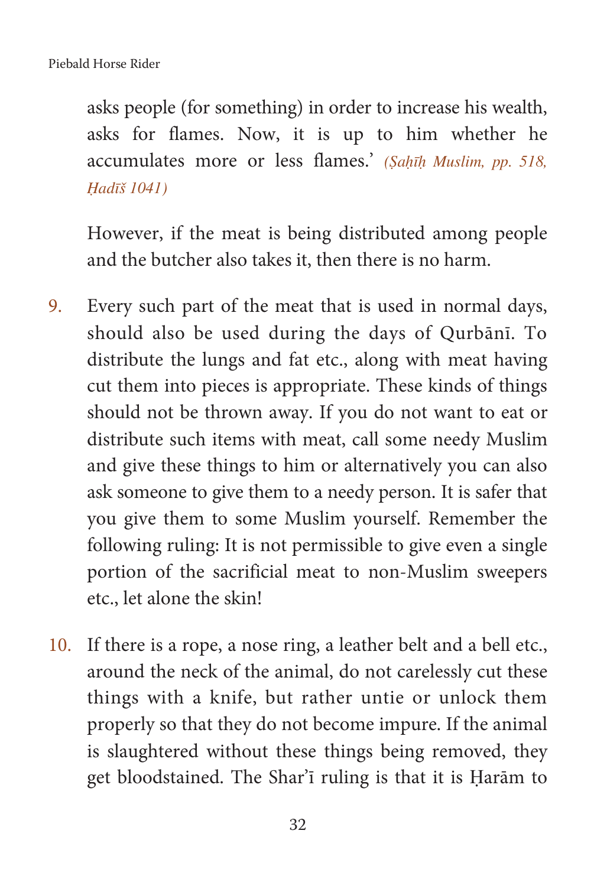asks people (for something) in order to increase his wealth, asks for flames. Now, it is up to him whether he accumulates more or less flames.' *(Ṣaḥīḥ Muslim, pp. 518, Ḥadīš 1041)*

However, if the meat is being distributed among people and the butcher also takes it, then there is no harm.

9. Every such part of the meat that is used in normal days, should also be used during the days of Qurbānī. To distribute the lungs and fat etc., along with meat having cut them into pieces is appropriate. These kinds of things should not be thrown away. If you do not want to eat or distribute such items with meat, call some needy Muslim and give these things to him or alternatively you can also ask someone to give them to a needy person. It is safer that you give them to some Muslim yourself. Remember the following ruling: It is not permissible to give even a single portion of the sacrificial meat to non-Muslim sweepers etc., let alone the skin!

10. If there is a rope, a nose ring, a leather belt and a bell etc., around the neck of the animal, do not carelessly cut these things with a knife, but rather untie or unlock them properly so that they do not become impure. If the animal is slaughtered without these things being removed, they get bloodstained. The Shar'ī ruling is that it is Ḥarām to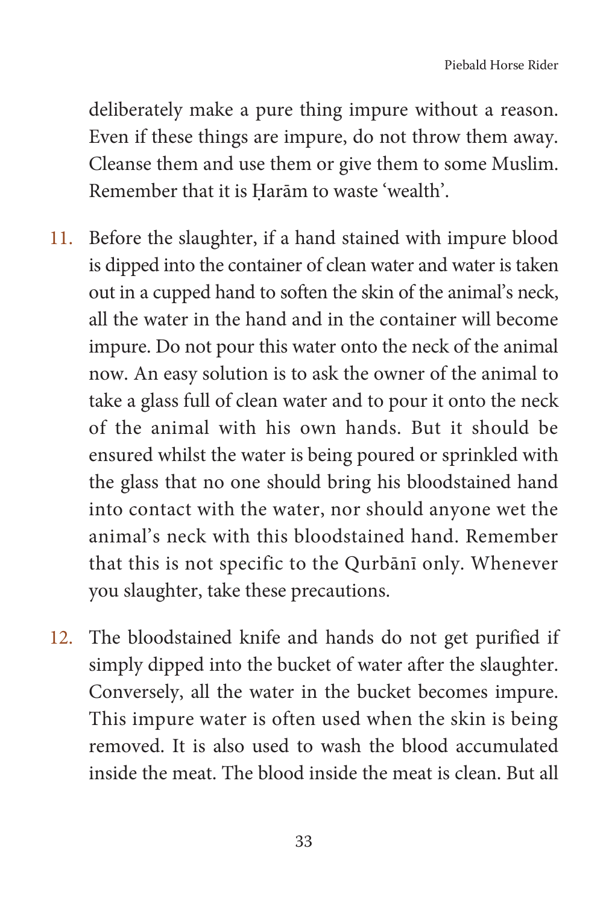deliberately make a pure thing impure without a reason. Even if these things are impure, do not throw them away. Cleanse them and use them or give them to some Muslim. Remember that it is Ḥarām to waste 'wealth'.

11. Before the slaughter, if a hand stained with impure blood is dipped into the container of clean water and water is taken out in a cupped hand to soften the skin of the animal's neck, all the water in the hand and in the container will become impure. Do not pour this water onto the neck of the animal now. An easy solution is to ask the owner of the animal to take a glass full of clean water and to pour it onto the neck of the animal with his own hands. But it should be ensured whilst the water is being poured or sprinkled with the glass that no one should bring his bloodstained hand into contact with the water, nor should anyone wet the animal's neck with this bloodstained hand. Remember that this is not specific to the Qurbānī only. Whenever you slaughter, take these precautions.

12. The bloodstained knife and hands do not get purified if simply dipped into the bucket of water after the slaughter. Conversely, all the water in the bucket becomes impure. This impure water is often used when the skin is being removed. It is also used to wash the blood accumulated inside the meat. The blood inside the meat is clean. But all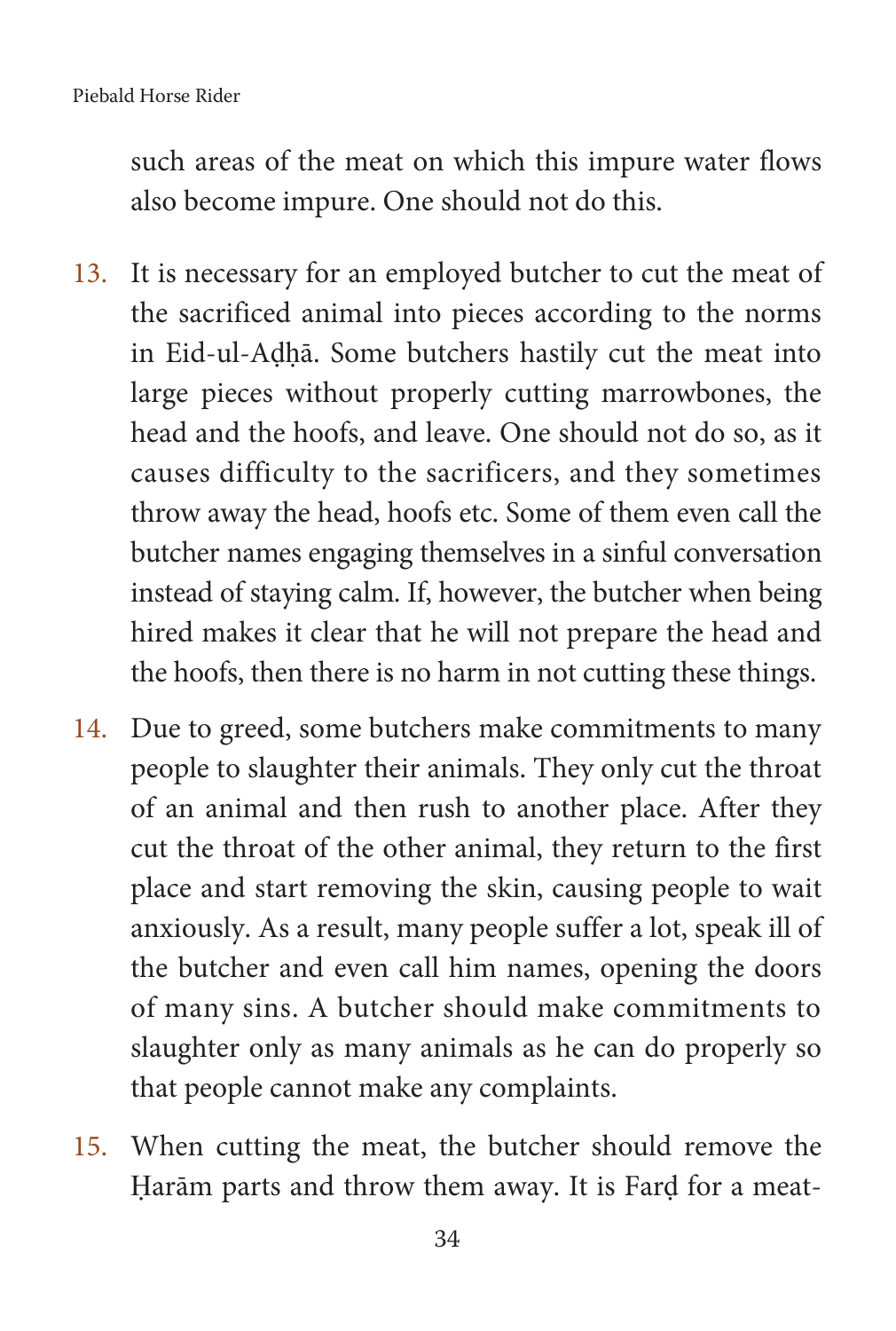such areas of the meat on which this impure water flows also become impure. One should not do this.

13. It is necessary for an employed butcher to cut the meat of the sacrificed animal into pieces according to the norms in Eid-ul-Aḍḥā. Some butchers hastily cut the meat into large pieces without properly cutting marrowbones, the head and the hoofs, and leave. One should not do so, as it causes difficulty to the sacrificers, and they sometimes throw away the head, hoofs etc. Some of them even call the butcher names engaging themselves in a sinful conversation instead of staying calm. If, however, the butcher when being hired makes it clear that he will not prepare the head and the hoofs, then there is no harm in not cutting these things.

14. Due to greed, some butchers make commitments to many people to slaughter their animals. They only cut the throat of an animal and then rush to another place. After they cut the throat of the other animal, they return to the first place and start removing the skin, causing people to wait anxiously. As a result, many people suffer a lot, speak ill of the butcher and even call him names, opening the doors of many sins. A butcher should make commitments to slaughter only as many animals as he can do properly so that people cannot make any complaints.

15. When cutting the meat, the butcher should remove the Ḥarām parts and throw them away. It is Farḍ for a meat-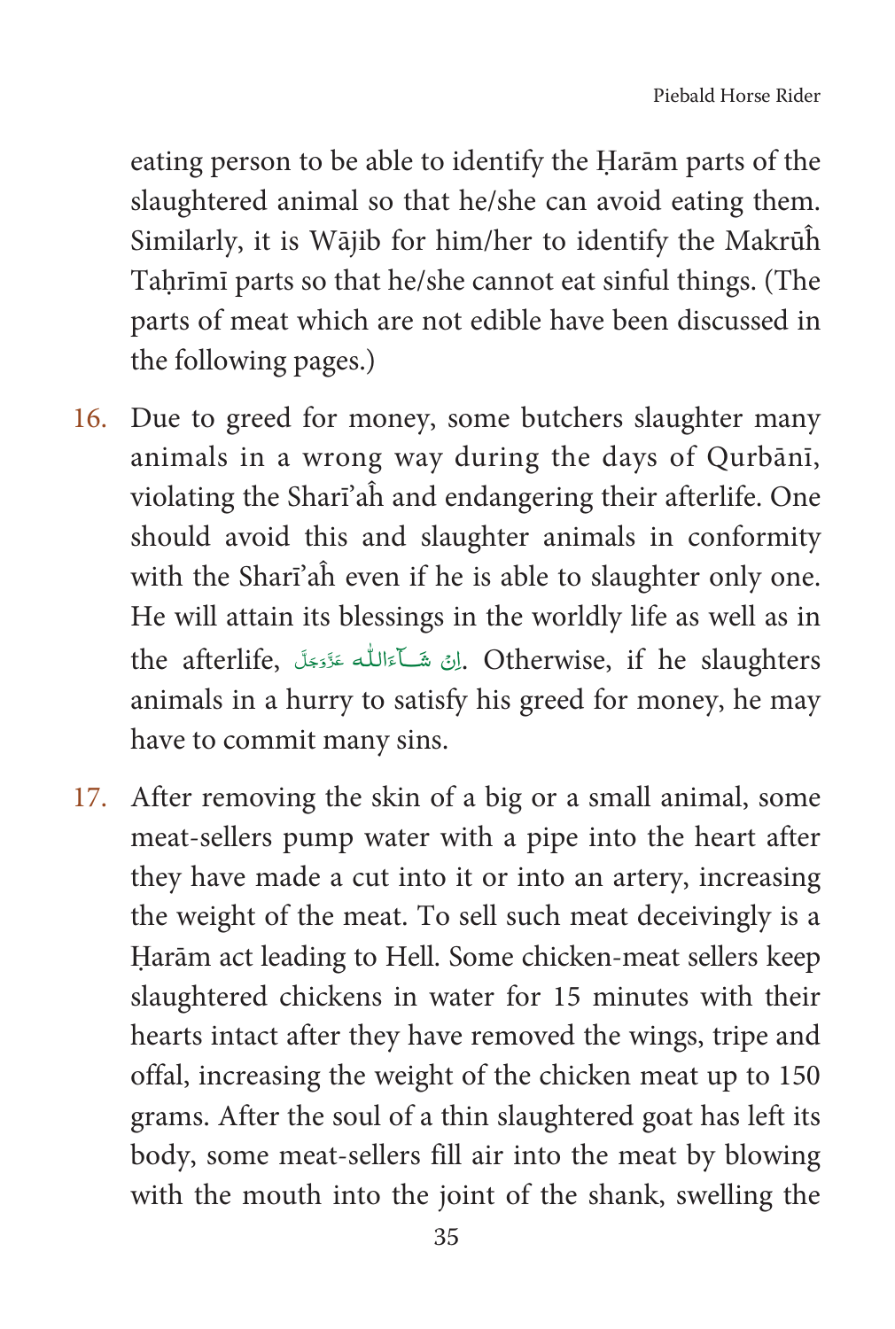eating person to be able to identify the Ḥarām parts of the slaughtered animal so that he/she can avoid eating them. Similarly, it is Wājib for him/her to identify the Makrūĥ Taḥrīmī parts so that he/she cannot eat sinful things. (The parts of meat which are not edible have been discussed in the following pages.)

16. Due to greed for money, some butchers slaughter many animals in a wrong way during the days of Qurbānī, violating the Sharī'aĥ and endangering their afterlife. One should avoid this and slaughter animals in conformity with the Sharī'aĥ even if he is able to slaughter only one. He will attain its blessings in the worldly life as well as in the afterlife, اِنْ شَآءَاللّٰه عَزَّوَجَلَّ. Otherwise, if he slaughters animals in a hurry to satisfy his greed for money, he may have to commit many sins.

17. After removing the skin of a big or a small animal, some meat-sellers pump water with a pipe into the heart after they have made a cut into it or into an artery, increasing the weight of the meat. To sell such meat deceivingly is a Ḥarām act leading to Hell. Some chicken-meat sellers keep slaughtered chickens in water for 15 minutes with their hearts intact after they have removed the wings, tripe and offal, increasing the weight of the chicken meat up to 150 grams. After the soul of a thin slaughtered goat has left its body, some meat-sellers fill air into the meat by blowing with the mouth into the joint of the shank, swelling the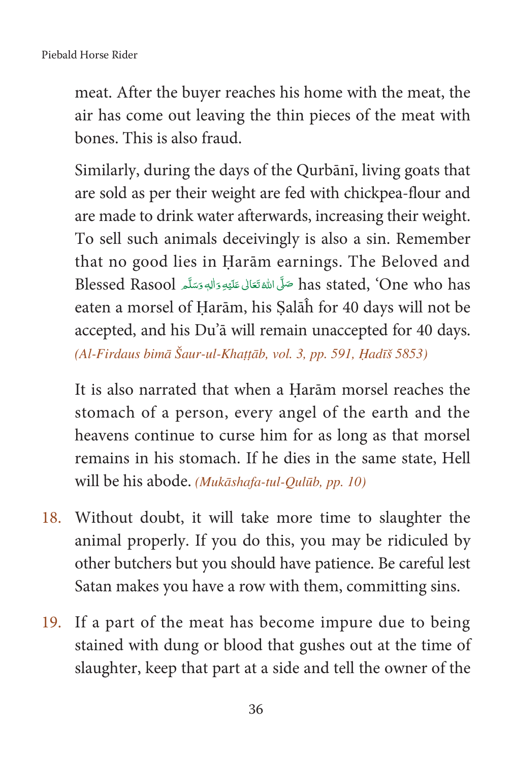meat. After the buyer reaches his home with the meat, the air has come out leaving the thin pieces of the meat with bones. This is also fraud.

Similarly, during the days of the Qurbānī, living goats that are sold as per their weight are fed with chickpea-flour and are made to drink water afterwards, increasing their weight. To sell such animals deceivingly is also a sin. Remember that no good lies in Ḥarām earnings. The Beloved and Blessed Rasool صَلَّى اللّٰهُ تَعَالٰى عَلَيْهِ وَاٰلِهٖ وَسَلَّم has stated, 'One who has eaten a morsel of Ḥarām, his Ṣalāĥ for 40 days will not be accepted, and his Du'ā will remain unaccepted for 40 days. *(Al-Firdaus bimā Šaur-ul-Khaṭṭāb, vol. 3, pp. 591, Ḥadīš 5853)*

It is also narrated that when a Ḥarām morsel reaches the stomach of a person, every angel of the earth and the heavens continue to curse him for as long as that morsel remains in his stomach. If he dies in the same state, Hell will be his abode. *(Mukāshafa-tul-Qulūb, pp. 10)*

18. Without doubt, it will take more time to slaughter the animal properly. If you do this, you may be ridiculed by other butchers but you should have patience. Be careful lest Satan makes you have a row with them, committing sins.

19. If a part of the meat has become impure due to being stained with dung or blood that gushes out at the time of slaughter, keep that part at a side and tell the owner of the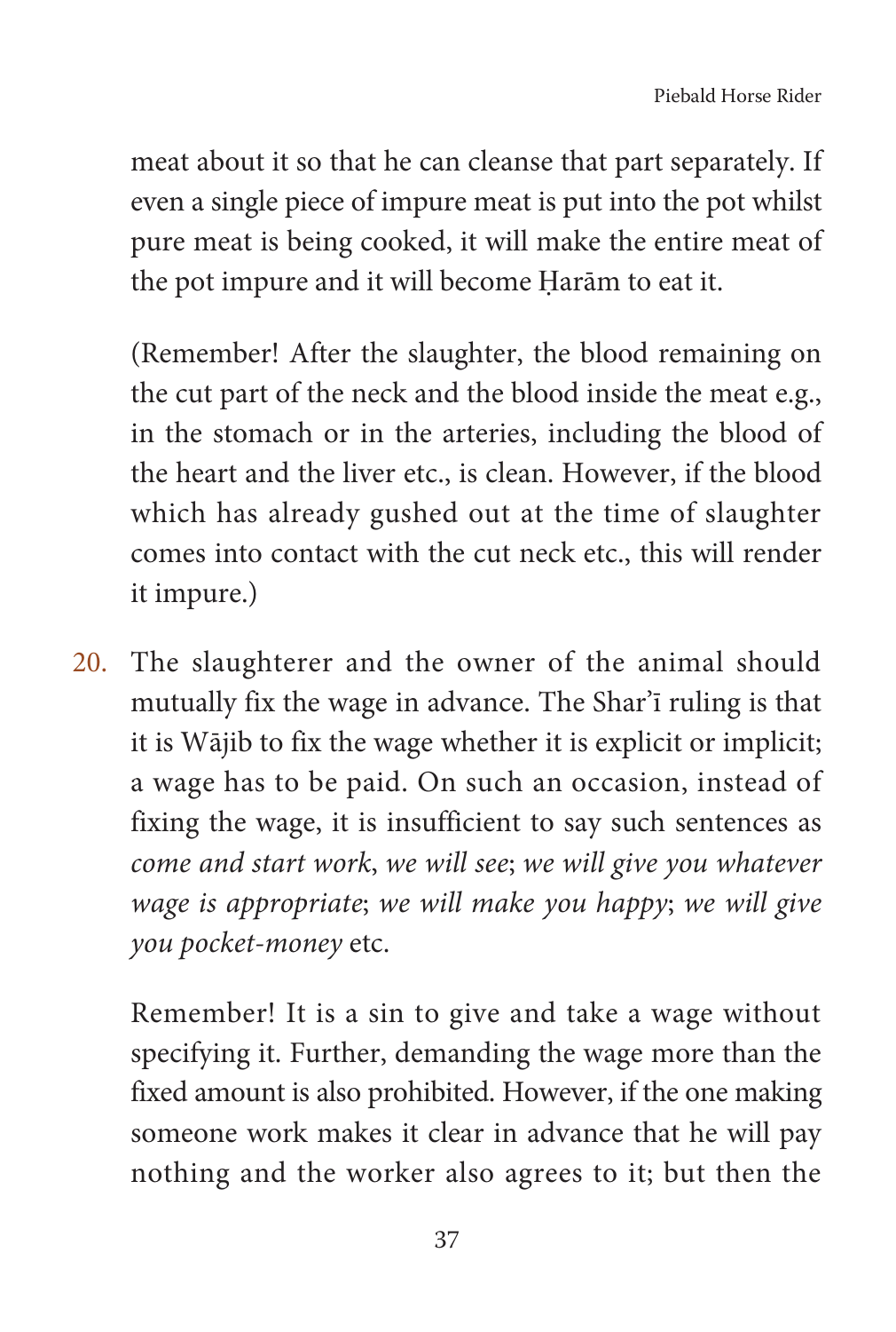meat about it so that he can cleanse that part separately. If even a single piece of impure meat is put into the pot whilst pure meat is being cooked, it will make the entire meat of the pot impure and it will become Ḥarām to eat it.

(Remember! After the slaughter, the blood remaining on the cut part of the neck and the blood inside the meat e.g., in the stomach or in the arteries, including the blood of the heart and the liver etc., is clean. However, if the blood which has already gushed out at the time of slaughter comes into contact with the cut neck etc., this will render it impure.)

20. The slaughterer and the owner of the animal should mutually fix the wage in advance. The Shar'ī ruling is that it is Wājib to fix the wage whether it is explicit or implicit; a wage has to be paid. On such an occasion, instead of fixing the wage, it is insufficient to say such sentences as *come and start work*, *we will see*; *we will give you whatever wage is appropriate*; *we will make you happy*; *we will give you pocket-money* etc.

    Remember! It is a sin to give and take a wage without specifying it. Further, demanding the wage more than the fixed amount is also prohibited. However, if the one making someone work makes it clear in advance that he will pay nothing and the worker also agrees to it; but then the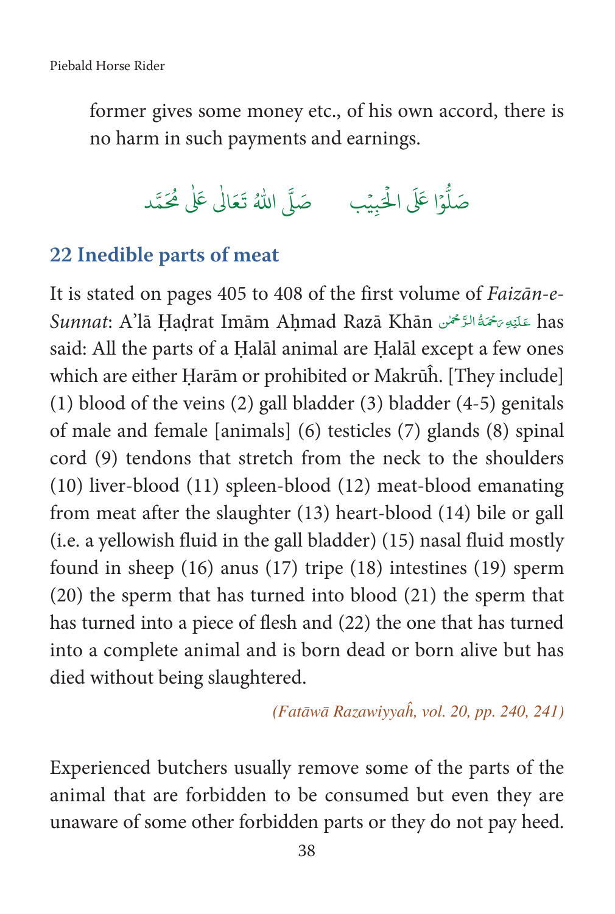former gives some money etc., of his own accord, there is no harm in such payments and earnings.

صَلُّوْا عَلَى الْحَبِيْب     صَلَّى اللّٰهُ تَعَالٰى عَلٰى مُحَمَّد

## 22 Inedible parts of meat

It is stated on pages 405 to 408 of the first volume of *Faizān-e-Sunnat*: A'lā Ḥaḍrat Imām Aḥmad Razā Khān عَلَيْهِ رَحْمَةُ الرَّحْمٰن has said: All the parts of a Ḥalāl animal are Ḥalāl except a few ones which are either Ḥarām or prohibited or Makrūĥ. [They include] (1) blood of the veins (2) gall bladder (3) bladder (4-5) genitals of male and female [animals] (6) testicles (7) glands (8) spinal cord (9) tendons that stretch from the neck to the shoulders (10) liver-blood (11) spleen-blood (12) meat-blood emanating from meat after the slaughter (13) heart-blood (14) bile or gall (i.e. a yellowish fluid in the gall bladder) (15) nasal fluid mostly found in sheep (16) anus (17) tripe (18) intestines (19) sperm (20) the sperm that has turned into blood (21) the sperm that has turned into a piece of flesh and (22) the one that has turned into a complete animal and is born dead or born alive but has died without being slaughtered.

*(Fatāwā Razawiyyaĥ, vol. 20, pp. 240, 241)*

Experienced butchers usually remove some of the parts of the animal that are forbidden to be consumed but even they are unaware of some other forbidden parts or they do not pay heed.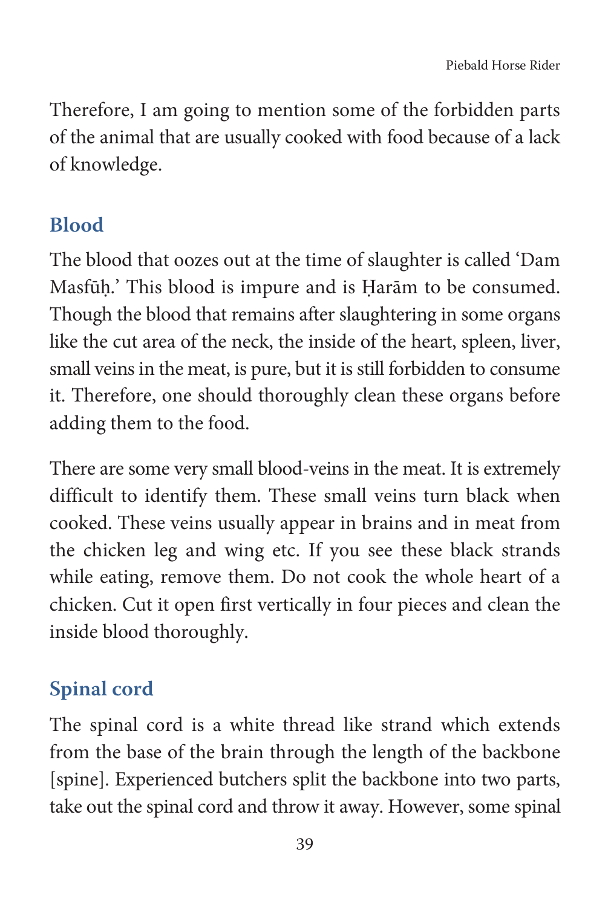Therefore, I am going to mention some of the forbidden parts of the animal that are usually cooked with food because of a lack of knowledge.

## Blood

The blood that oozes out at the time of slaughter is called 'Dam Masfūḥ.' This blood is impure and is Ḥarām to be consumed. Though the blood that remains after slaughtering in some organs like the cut area of the neck, the inside of the heart, spleen, liver, small veins in the meat, is pure, but it is still forbidden to consume it. Therefore, one should thoroughly clean these organs before adding them to the food.

There are some very small blood-veins in the meat. It is extremely difficult to identify them. These small veins turn black when cooked. These veins usually appear in brains and in meat from the chicken leg and wing etc. If you see these black strands while eating, remove them. Do not cook the whole heart of a chicken. Cut it open first vertically in four pieces and clean the inside blood thoroughly.

## Spinal cord

The spinal cord is a white thread like strand which extends from the base of the brain through the length of the backbone [spine]. Experienced butchers split the backbone into two parts, take out the spinal cord and throw it away. However, some spinal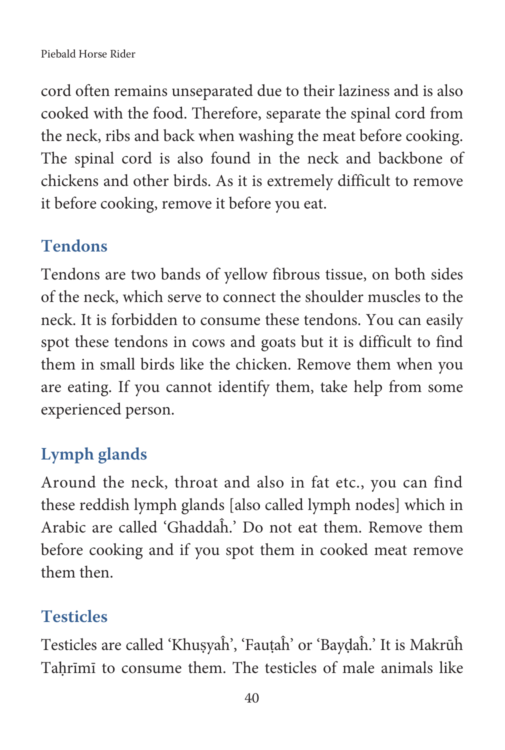cord often remains unseparated due to their laziness and is also cooked with the food. Therefore, separate the spinal cord from the neck, ribs and back when washing the meat before cooking. The spinal cord is also found in the neck and backbone of chickens and other birds. As it is extremely difficult to remove it before cooking, remove it before you eat.

## Tendons

Tendons are two bands of yellow fibrous tissue, on both sides of the neck, which serve to connect the shoulder muscles to the neck. It is forbidden to consume these tendons. You can easily spot these tendons in cows and goats but it is difficult to find them in small birds like the chicken. Remove them when you are eating. If you cannot identify them, take help from some experienced person.

## Lymph glands

Around the neck, throat and also in fat etc., you can find these reddish lymph glands [also called lymph nodes] which in Arabic are called 'Ghaddaĥ.' Do not eat them. Remove them before cooking and if you spot them in cooked meat remove them then.

## Testicles

Testicles are called 'Khuṣyaĥ', 'Fauṭaĥ' or 'Bayḍaĥ.' It is Makrūĥ Taḥrīmī to consume them. The testicles of male animals like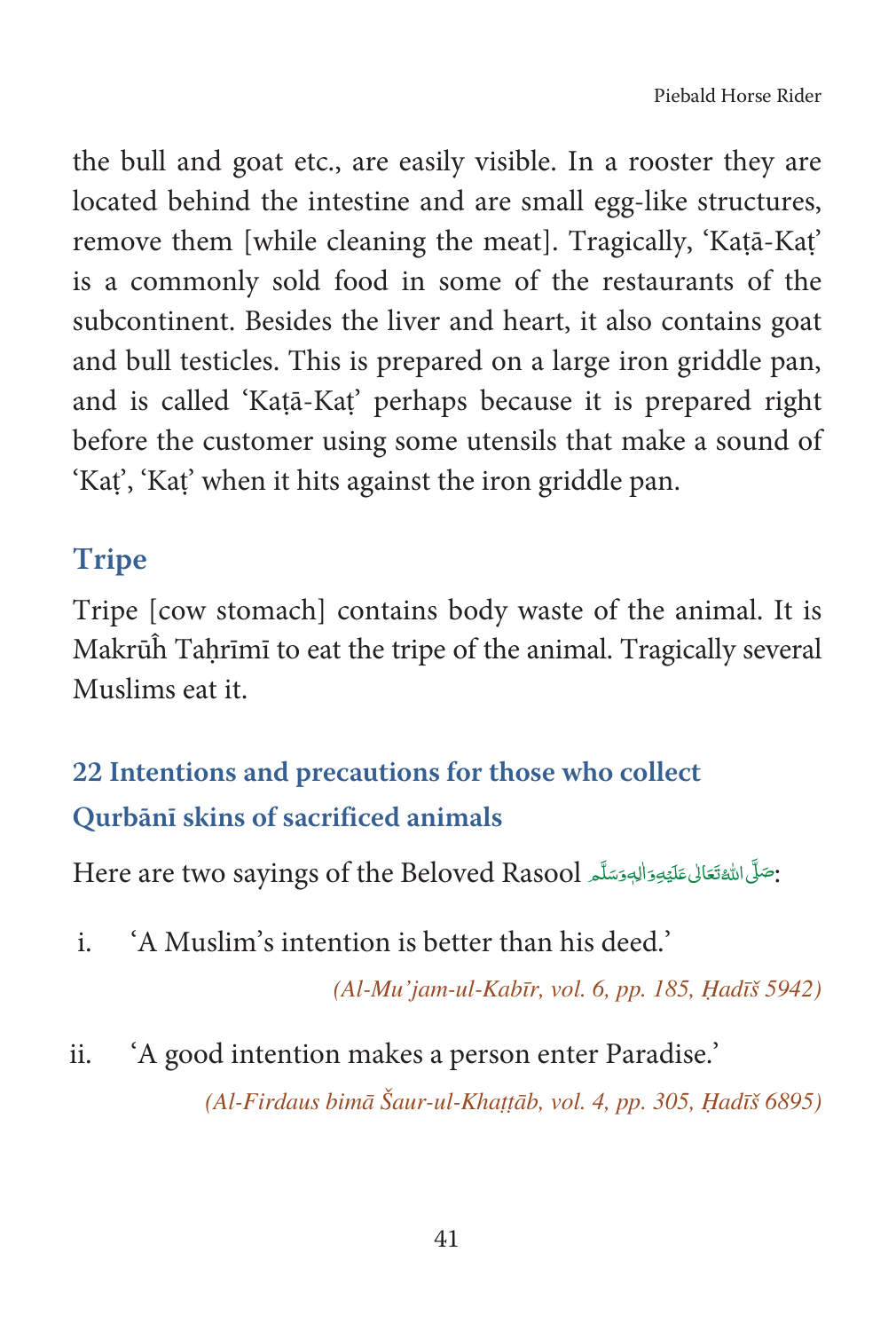the bull and goat etc., are easily visible. In a rooster they are located behind the intestine and are small egg-like structures, remove them [while cleaning the meat]. Tragically, 'Kaṭā-Kaṭ' is a commonly sold food in some of the restaurants of the subcontinent. Besides the liver and heart, it also contains goat and bull testicles. This is prepared on a large iron griddle pan, and is called 'Kaṭā-Kaṭ' perhaps because it is prepared right before the customer using some utensils that make a sound of 'Kaṭ', 'Kaṭ' when it hits against the iron griddle pan.

## Tripe

Tripe [cow stomach] contains body waste of the animal. It is Makrūĥ Taḥrīmī to eat the tripe of the animal. Tragically several Muslims eat it.

## 22 Intentions and precautions for those who collect Qurbānī skins of sacrificed animals

Here are two sayings of the Beloved Rasool صَلَّى اللهُ تَعَالٰى عَلَيْهِ وَاٰلِهٖ وَسَلَّم:

i. 'A Muslim's intention is better than his deed.'

*(Al-Mu'jam-ul-Kabīr, vol. 6, pp. 185, Ḥadīš 5942)*

ii. 'A good intention makes a person enter Paradise.'

*(Al-Firdaus bimā Šaur-ul-Khaṭṭāb, vol. 4, pp. 305, Ḥadīš 6895)*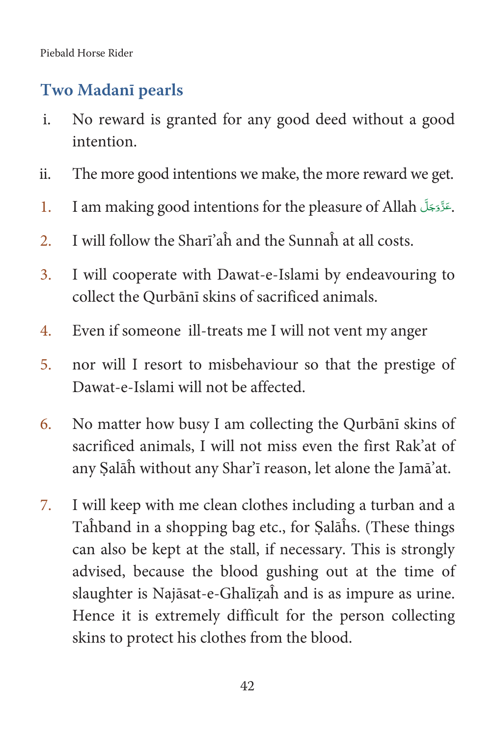## Two Madanī pearls

i. No reward is granted for any good deed without a good intention.

ii. The more good intentions we make, the more reward we get.

1. I am making good intentions for the pleasure of Allah عَزَّوَجَلَّ.
2. I will follow the Sharī'aĥ and the Sunnaĥ at all costs.
3. I will cooperate with Dawat-e-Islami by endeavouring to collect the Qurbānī skins of sacrificed animals.
4. Even if someone ill-treats me I will not vent my anger
5. nor will I resort to misbehaviour so that the prestige of Dawat-e-Islami will not be affected.
6. No matter how busy I am collecting the Qurbānī skins of sacrificed animals, I will not miss even the first Rak'at of any Ṣalāĥ without any Shar'ī reason, let alone the Jamā'at.
7. I will keep with me clean clothes including a turban and a Taĥband in a shopping bag etc., for Ṣalāĥs. (These things can also be kept at the stall, if necessary. This is strongly advised, because the blood gushing out at the time of slaughter is Najāsat-e-Ghalīẓaĥ and is as impure as urine. Hence it is extremely difficult for the person collecting skins to protect his clothes from the blood.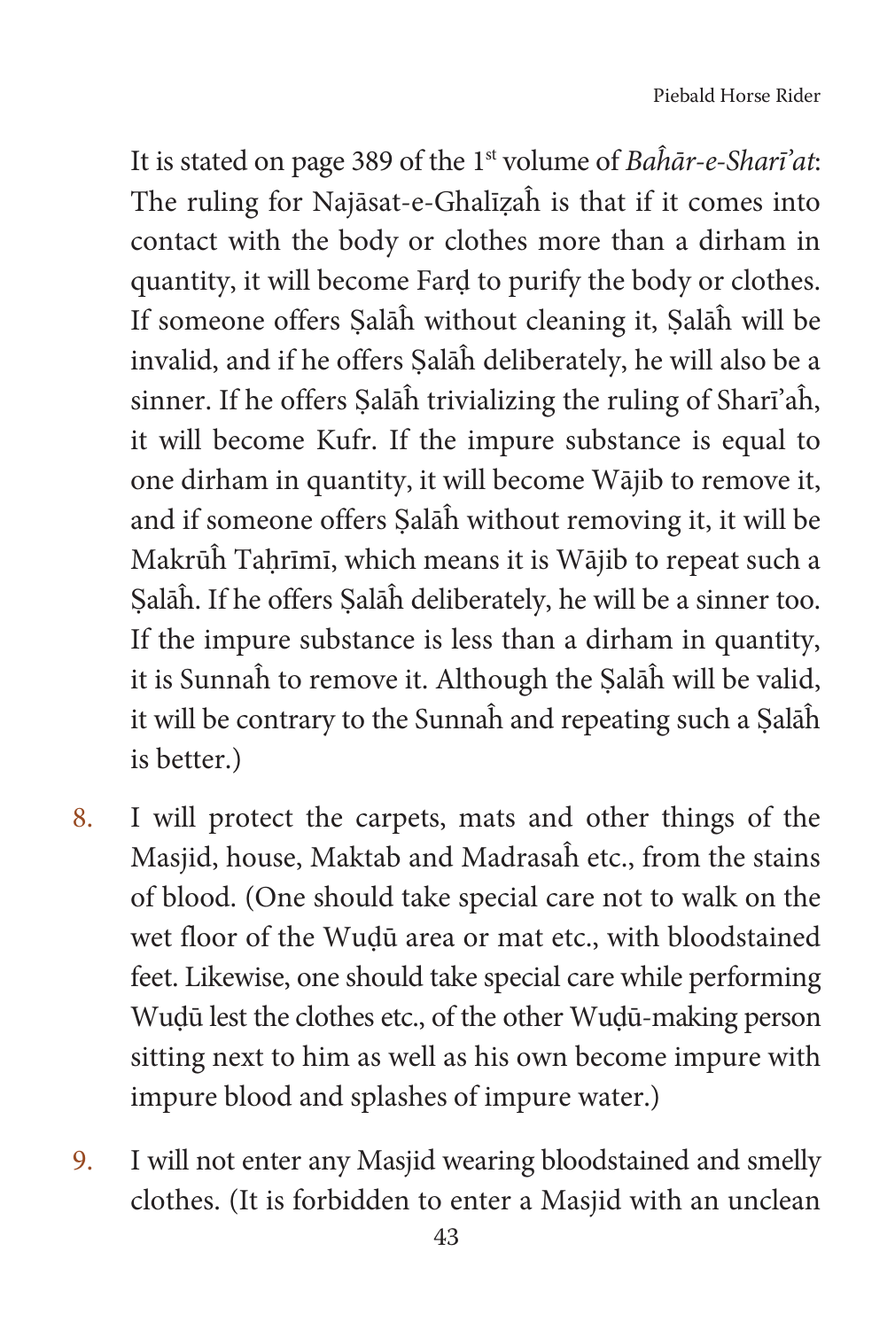It is stated on page 389 of the 1st volume of *Baĥār-e-Sharī'at*: The ruling for Najāsat-e-Ghalīẓaĥ is that if it comes into contact with the body or clothes more than a dirham in quantity, it will become Farḍ to purify the body or clothes. If someone offers Ṣalāĥ without cleaning it, Ṣalāĥ will be invalid, and if he offers Ṣalāĥ deliberately, he will also be a sinner. If he offers Ṣalāĥ trivializing the ruling of Sharī'aĥ, it will become Kufr. If the impure substance is equal to one dirham in quantity, it will become Wājib to remove it, and if someone offers Ṣalāĥ without removing it, it will be Makrūĥ Taḥrīmī, which means it is Wājib to repeat such a Ṣalāĥ. If he offers Ṣalāĥ deliberately, he will be a sinner too. If the impure substance is less than a dirham in quantity, it is Sunnaĥ to remove it. Although the Ṣalāĥ will be valid, it will be contrary to the Sunnaĥ and repeating such a Ṣalāĥ is better.)

8. I will protect the carpets, mats and other things of the Masjid, house, Maktab and Madrasaĥ etc., from the stains of blood. (One should take special care not to walk on the wet floor of the Wuḍū area or mat etc., with bloodstained feet. Likewise, one should take special care while performing Wuḍū lest the clothes etc., of the other Wuḍū-making person sitting next to him as well as his own become impure with impure blood and splashes of impure water.)

9. I will not enter any Masjid wearing bloodstained and smelly clothes. (It is forbidden to enter a Masjid with an unclean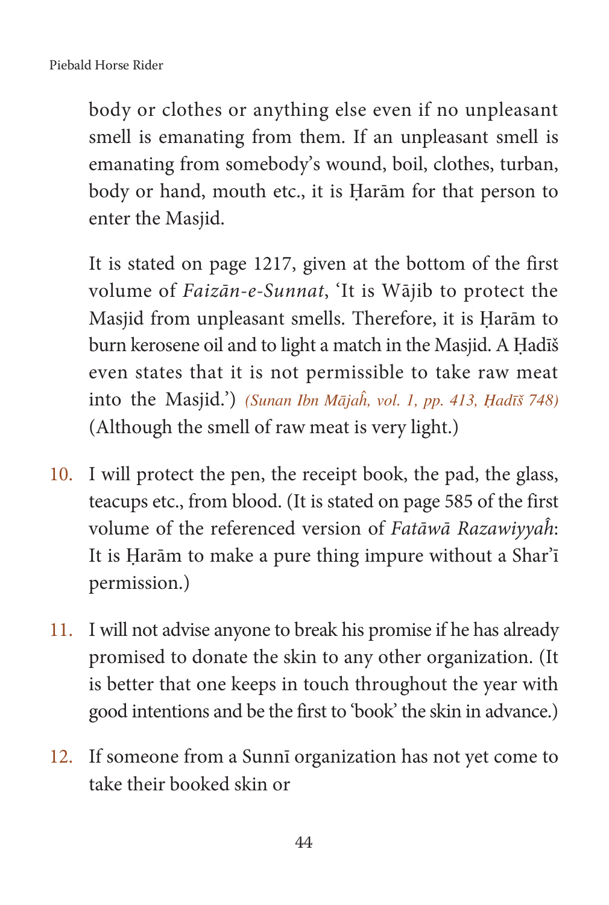body or clothes or anything else even if no unpleasant smell is emanating from them. If an unpleasant smell is emanating from somebody's wound, boil, clothes, turban, body or hand, mouth etc., it is Ḥarām for that person to enter the Masjid.

It is stated on page 1217, given at the bottom of the first volume of *Faizān-e-Sunnat*, 'It is Wājib to protect the Masjid from unpleasant smells. Therefore, it is Ḥarām to burn kerosene oil and to light a match in the Masjid. A Ḥadīš even states that it is not permissible to take raw meat into the Masjid.') *(Sunan Ibn Mājaĥ, vol. 1, pp. 413, Ḥadīš 748)* (Although the smell of raw meat is very light.)

10. I will protect the pen, the receipt book, the pad, the glass, teacups etc., from blood. (It is stated on page 585 of the first volume of the referenced version of *Fatāwā Razawiyyaĥ*: It is Ḥarām to make a pure thing impure without a Shar'ī permission.)

11. I will not advise anyone to break his promise if he has already promised to donate the skin to any other organization. (It is better that one keeps in touch throughout the year with good intentions and be the first to 'book' the skin in advance.)

12. If someone from a Sunnī organization has not yet come to take their booked skin or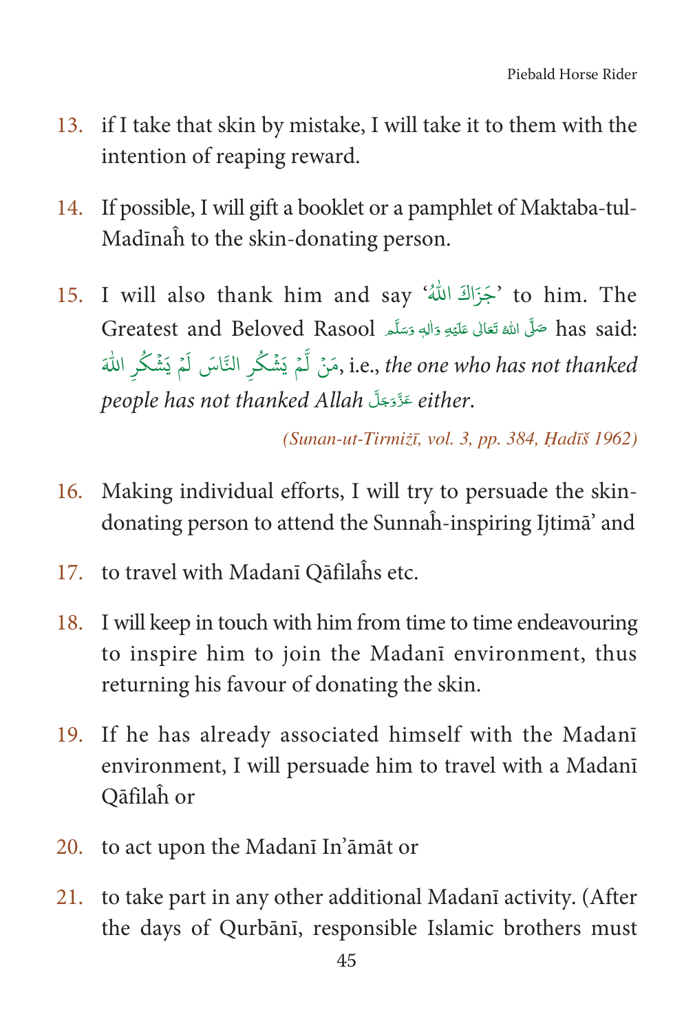13. if I take that skin by mistake, I will take it to them with the intention of reaping reward.

14. If possible, I will gift a booklet or a pamphlet of Maktaba-tul-Madīnaĥ to the skin-donating person.

15. I will also thank him and say 'جَزَاكَ اللّٰهُ' to him. The Greatest and Beloved Rasool صَلَّى اللهُ تَعَالٰى عَلَيْهِ وَاٰلِهٖ وَسَلَّم has said: مَنْ لَّمْ يَشْكُرِ النَّاسَ لَمْ يَشْكُرِ اللّٰهَ, i.e., *the one who has not thanked people has not thanked Allah* عَزَّوَجَلَّ *either*.

*(Sunan-ut-Tirmižī, vol. 3, pp. 384, Ḥadīš 1962)*

16. Making individual efforts, I will try to persuade the skin-donating person to attend the Sunnaĥ-inspiring Ijtimā' and

17. to travel with Madanī Qāfilaĥs etc.

18. I will keep in touch with him from time to time endeavouring to inspire him to join the Madanī environment, thus returning his favour of donating the skin.

19. If he has already associated himself with the Madanī environment, I will persuade him to travel with a Madanī Qāfilaĥ or

20. to act upon the Madanī In'āmāt or

21. to take part in any other additional Madanī activity. (After the days of Qurbānī, responsible Islamic brothers must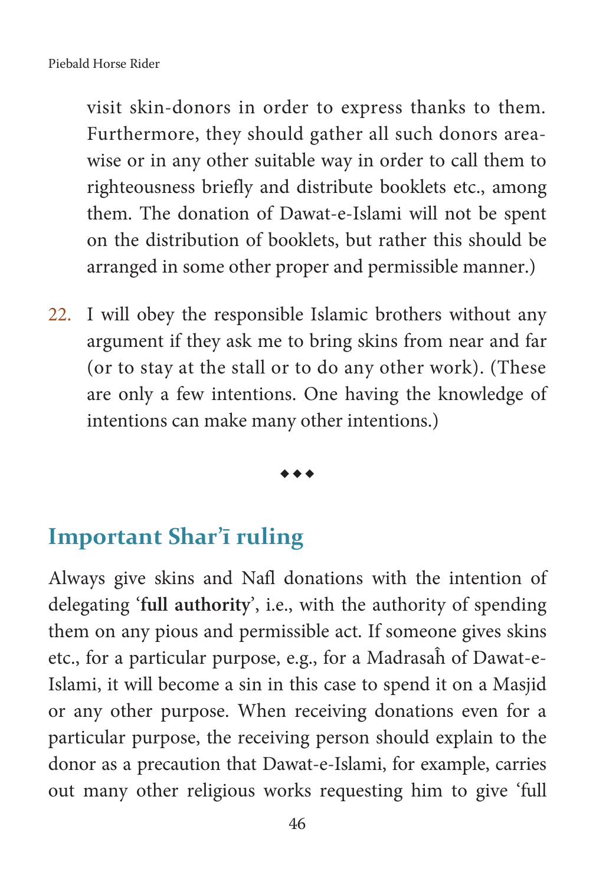visit skin-donors in order to express thanks to them. Furthermore, they should gather all such donors area-wise or in any other suitable way in order to call them to righteousness briefly and distribute booklets etc., among them. The donation of Dawat-e-Islami will not be spent on the distribution of booklets, but rather this should be arranged in some other proper and permissible manner.)

22. I will obey the responsible Islamic brothers without any argument if they ask me to bring skins from near and far (or to stay at the stall or to do any other work). (These are only a few intentions. One having the knowledge of intentions can make many other intentions.)

◆◆◆

## Important Shar'ī ruling

Always give skins and Nafl donations with the intention of delegating '**full authority**', i.e., with the authority of spending them on any pious and permissible act. If someone gives skins etc., for a particular purpose, e.g., for a Madrasaĥ of Dawat-e-Islami, it will become a sin in this case to spend it on a Masjid or any other purpose. When receiving donations even for a particular purpose, the receiving person should explain to the donor as a precaution that Dawat-e-Islami, for example, carries out many other religious works requesting him to give 'full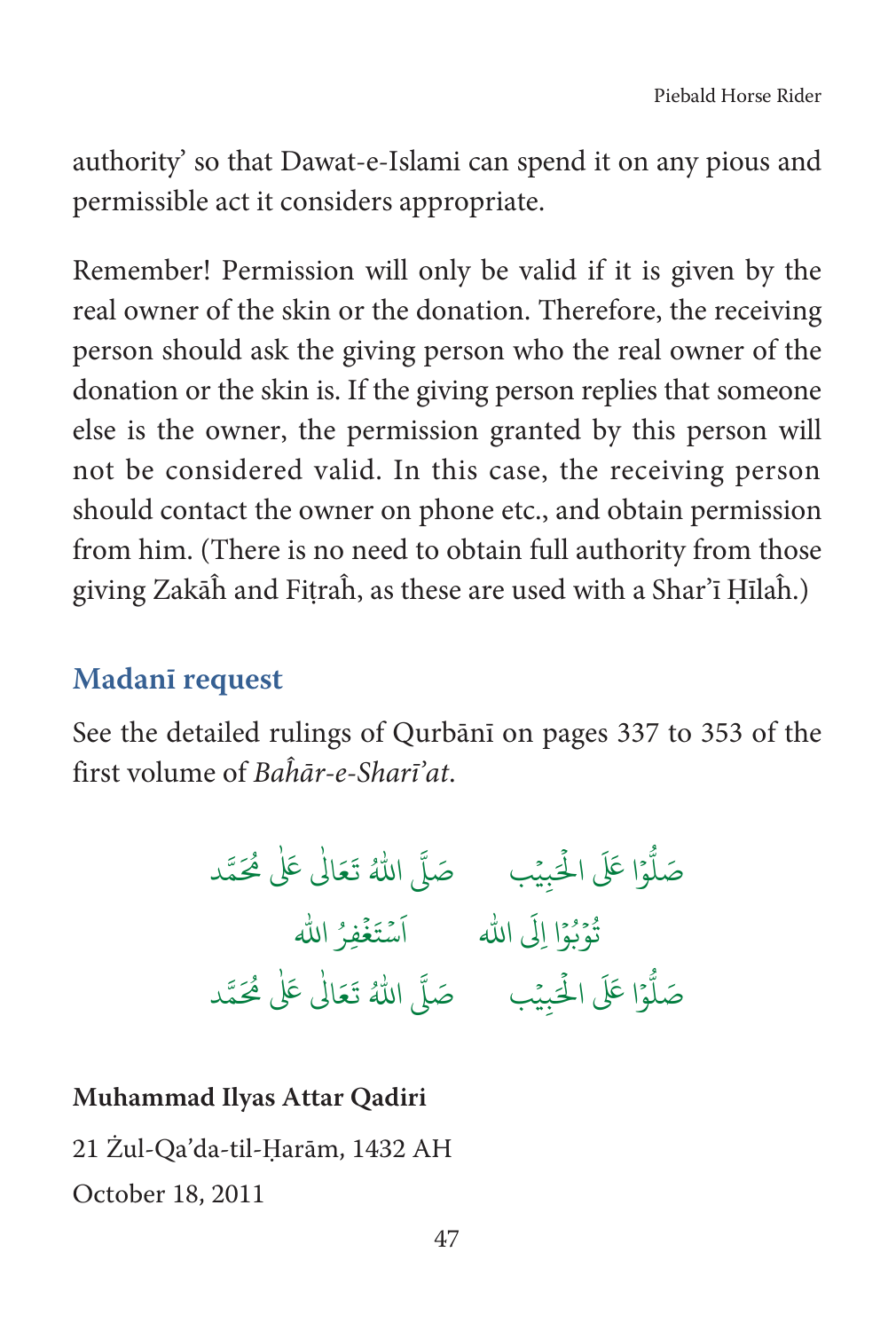authority' so that Dawat-e-Islami can spend it on any pious and permissible act it considers appropriate.

Remember! Permission will only be valid if it is given by the real owner of the skin or the donation. Therefore, the receiving person should ask the giving person who the real owner of the donation or the skin is. If the giving person replies that someone else is the owner, the permission granted by this person will not be considered valid. In this case, the receiving person should contact the owner on phone etc., and obtain permission from him. (There is no need to obtain full authority from those giving Zakāĥ and Fiṭraĥ, as these are used with a Shar'ī Ḥīlaĥ.)

## Madanī request

See the detailed rulings of Qurbānī on pages 337 to 353 of the first volume of *Baĥār-e-Sharī'at*.

صَلُّوْا عَلَى الْحَبِيْب &nbsp;&nbsp;&nbsp; صَلَّى اللّٰهُ تَعَالٰى عَلٰى مُحَمَّد

تُوْبُوْا اِلَى الله &nbsp;&nbsp;&nbsp; اَسْتَغْفِرُ الله

صَلُّوْا عَلَى الْحَبِيْب &nbsp;&nbsp;&nbsp; صَلَّى اللّٰهُ تَعَالٰى عَلٰى مُحَمَّد

**Muhammad Ilyas Attar Qadiri**

21 Żul-Qa'da-til-Ḥarām, 1432 AH

October 18, 2011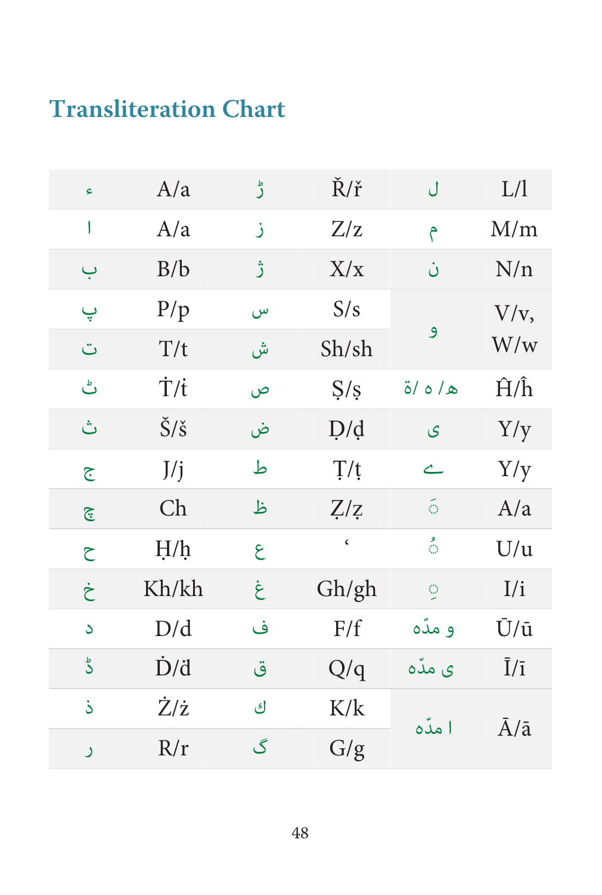## Transliteration Chart

| | | | | | |
|---|---|---|---|---|---|
| ء | A/a | ڑ | Ř/ř | ل | L/l |
| ا | A/a | ز | Z/z | م | M/m |
| ب | B/b | ژ | X/x | ن | N/n |
| پ | P/p | س | S/s | و | V/v, W/w |
| ت | T/t | ش | Sh/sh | | |
| ٹ | Ṫ/ṫ | ص | Ṣ/ṣ | ھ / ہ /ۃ | Ĥ/ĥ |
| ث | Š/š | ض | Ḍ/ḍ | ی | Y/y |
| ج | J/j | ط | Ṭ/ṭ | ے | Y/y |
| چ | Ch | ظ | Ẓ/ẓ | َ | A/a |
| ح | Ḥ/ḥ | ع | ‘ | ُ | U/u |
| خ | Kh/kh | غ | Gh/gh | ِ | I/i |
| د | D/d | ف | F/f | و مدّہ | Ū/ū |
| ڈ | Ḋ/ḋ | ق | Q/q | ی مدّہ | Ī/ī |
| ذ | Ż/ż | ك | K/k | ا مدّہ | Ā/ā |
| ر | R/r | گ | G/g | | |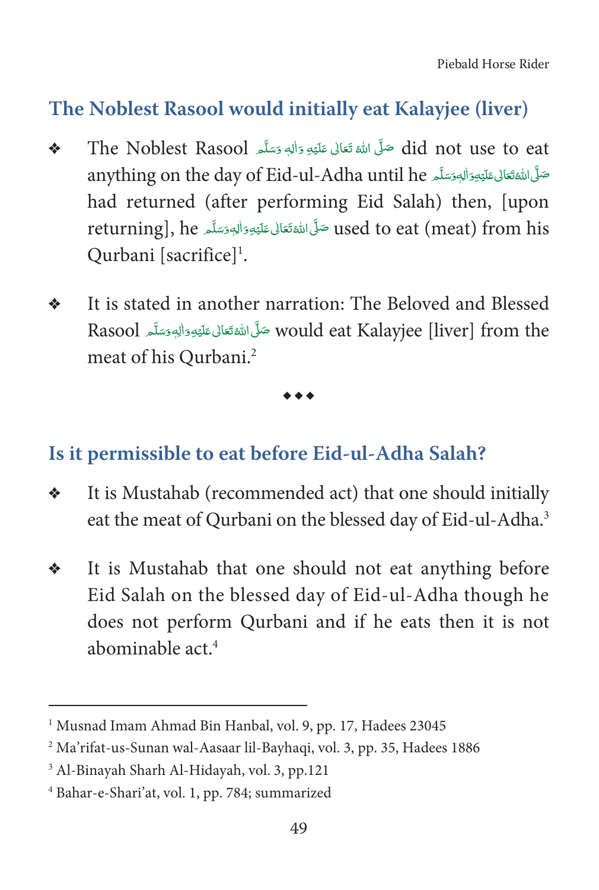## The Noblest Rasool would initially eat Kalayjee (liver)

- The Noblest Rasool صَلَّى اللهُ تَعَالٰى عَلَيْهِ وَاٰلِهٖ وَسَلَّم did not use to eat anything on the day of Eid-ul-Adha until he صَلَّى اللهُ تَعَالٰى عَلَيْهِ وَاٰلِهٖ وَسَلَّم had returned (after performing Eid Salah) then, [upon returning], he صَلَّى اللهُ تَعَالٰى عَلَيْهِ وَاٰلِهٖ وَسَلَّم used to eat (meat) from his Qurbani [sacrifice][1].

- It is stated in another narration: The Beloved and Blessed Rasool صَلَّى اللهُ تَعَالٰى عَلَيْهِ وَاٰلِهٖ وَسَلَّم would eat Kalayjee [liver] from the meat of his Qurbani.[2]

◆◆◆

## Is it permissible to eat before Eid-ul-Adha Salah?

- It is Mustahab (recommended act) that one should initially eat the meat of Qurbani on the blessed day of Eid-ul-Adha.[3]

- It is Mustahab that one should not eat anything before Eid Salah on the blessed day of Eid-ul-Adha though he does not perform Qurbani and if he eats then it is not abominable act.[4]

---

[1] Musnad Imam Ahmad Bin Hanbal, vol. 9, pp. 17, Hadees 23045

[2] Ma'rifat-us-Sunan wal-Aasaar lil-Bayhaqi, vol. 3, pp. 35, Hadees 1886

[3] Al-Binayah Sharh Al-Hidayah, vol. 3, pp.121

[4] Bahar-e-Shari'at, vol. 1, pp. 784; summarized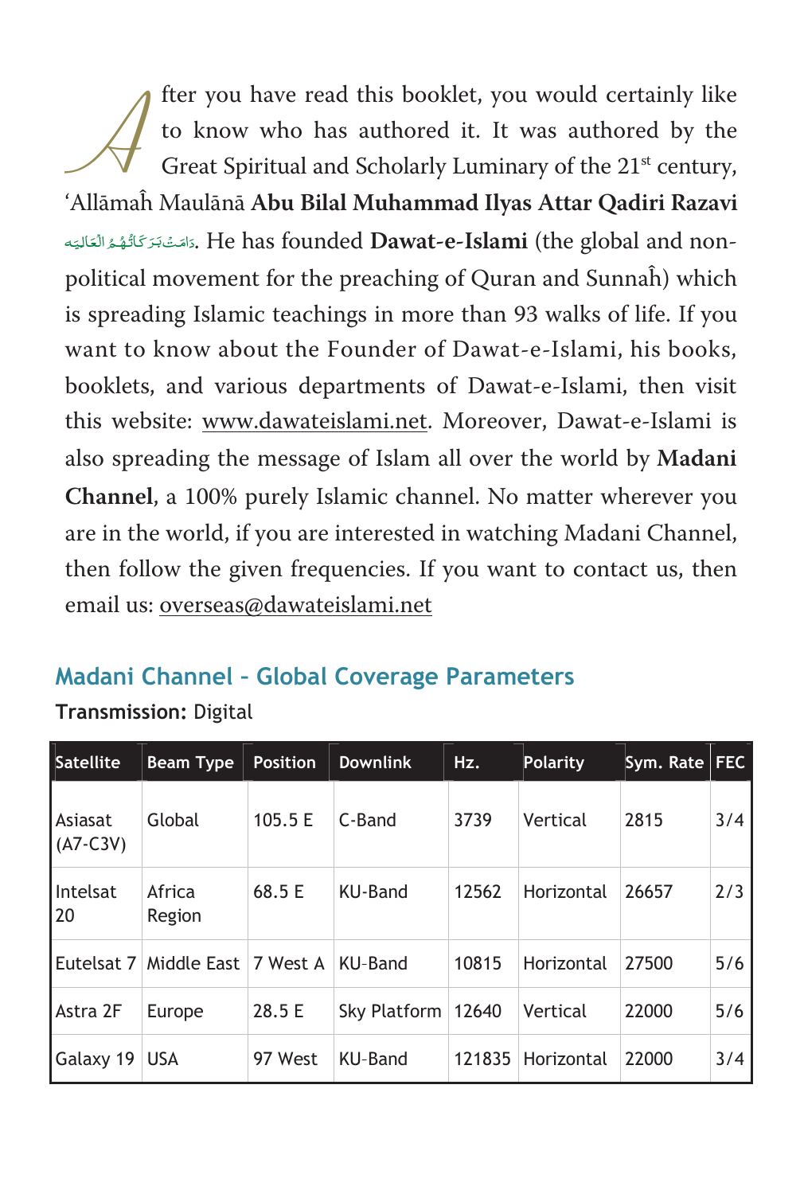After you have read this booklet, you would certainly like to know who has authored it. It was authored by the Great Spiritual and Scholarly Luminary of the 21st century, 'Allāmaĥ Maulānā **Abu Bilal Muhammad Ilyas Attar Qadiri Razavi** دَامَتْ بَرَكَاتُهُمُ الْعَالِيَه. He has founded **Dawat-e-Islami** (the global and non-political movement for the preaching of Quran and Sunnaĥ) which is spreading Islamic teachings in more than 93 walks of life. If you want to know about the Founder of Dawat-e-Islami, his books, booklets, and various departments of Dawat-e-Islami, then visit this website: www.dawateislami.net. Moreover, Dawat-e-Islami is also spreading the message of Islam all over the world by **Madani Channel**, a 100% purely Islamic channel. No matter wherever you are in the world, if you are interested in watching Madani Channel, then follow the given frequencies. If you want to contact us, then email us: overseas@dawateislami.net

## Madani Channel – Global Coverage Parameters

**Transmission:** Digital

| Satellite | Beam Type | Position | Downlink | Hz. | Polarity | Sym. Rate | FEC |
|---|---|---|---|---|---|---|---|
| Asiasat (A7-C3V) | Global | 105.5 E | C-Band | 3739 | Vertical | 2815 | 3/4 |
| Intelsat 20 | Africa Region | 68.5 E | KU-Band | 12562 | Horizontal | 26657 | 2/3 |
| Eutelsat 7 | Middle East | 7 West A | KU-Band | 10815 | Horizontal | 27500 | 5/6 |
| Astra 2F | Europe | 28.5 E | Sky Platform | 12640 | Vertical | 22000 | 5/6 |
| Galaxy 19 | USA | 97 West | KU-Band | 121835 | Horizontal | 22000 | 3/4 |